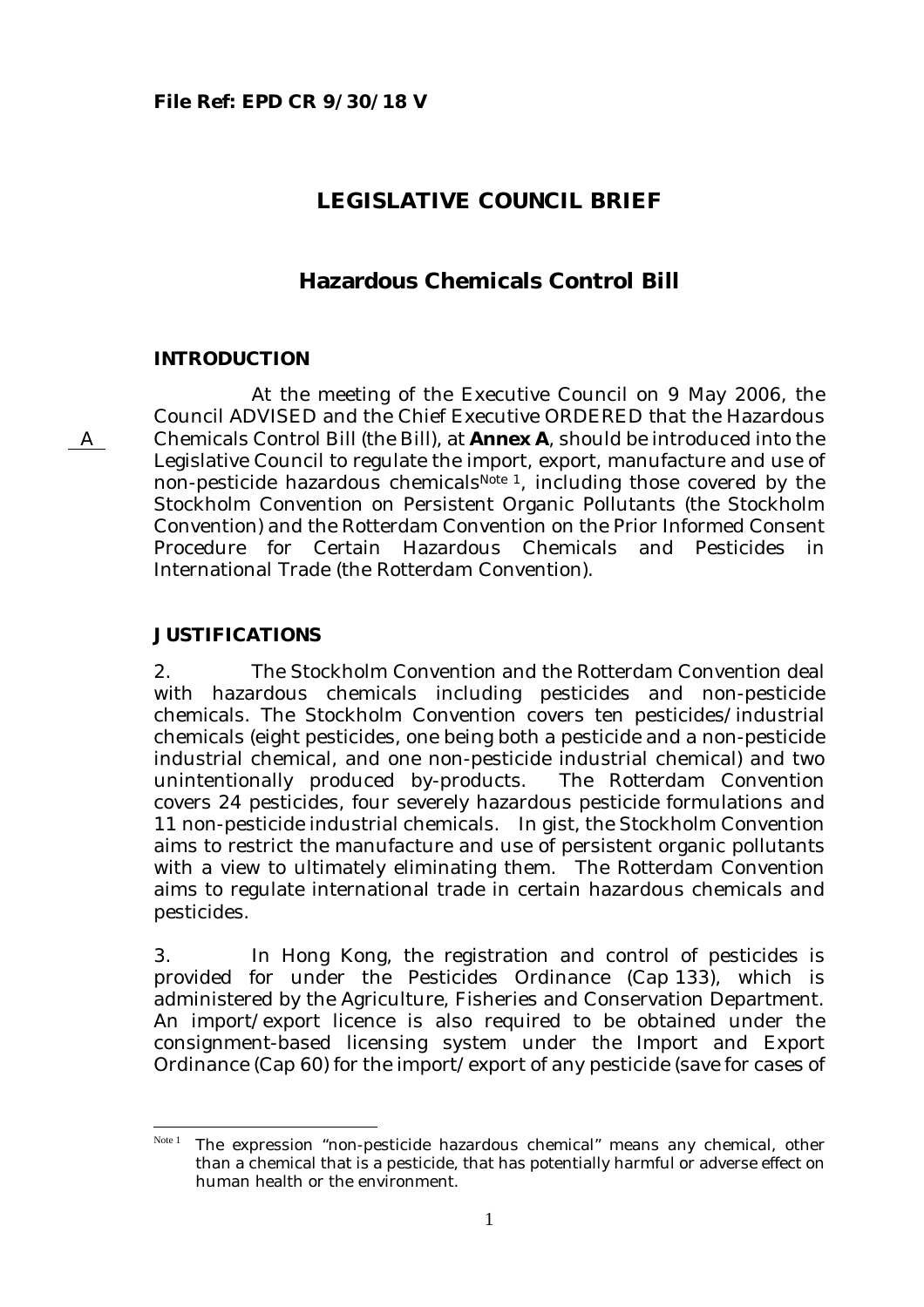**File Ref: EPD CR 9/30/18 V**

# LEGISLATIVE COUNCIL BRIEF

## Hazardous Chemicals Control Bill

### INTRODUCTION

A

At the meeting of the Executive Council on 9 May 2006, the Council ADVISED and the Chief Executive ORDERED that the Hazardous Chemicals Control Bill (the Bill), at **Annex A**, should be introduced into the Legislative Council to regulate the import, export, manufacture and use of non-pesticide hazardous chemicals[Note 1], including those covered by the Stockholm Convention on Persistent Organic Pollutants (the Stockholm Convention) and the Rotterdam Convention on the Prior Informed Consent Procedure for Certain Hazardous Chemicals and Pesticides in International Trade (the Rotterdam Convention).

### JUSTIFICATIONS

2. The Stockholm Convention and the Rotterdam Convention deal with hazardous chemicals including pesticides and non-pesticide chemicals. The Stockholm Convention covers ten pesticides/industrial chemicals (eight pesticides, one being both a pesticide and a non-pesticide industrial chemical, and one non-pesticide industrial chemical) and two unintentionally produced by-products. The Rotterdam Convention covers 24 pesticides, four severely hazardous pesticide formulations and 11 non-pesticide industrial chemicals. In gist, the Stockholm Convention aims to restrict the manufacture and use of persistent organic pollutants with a view to ultimately eliminating them. The Rotterdam Convention aims to regulate international trade in certain hazardous chemicals and pesticides.

3. In Hong Kong, the registration and control of pesticides is provided for under the Pesticides Ordinance (Cap 133), which is administered by the Agriculture, Fisheries and Conservation Department. An import/export licence is also required to be obtained under the consignment-based licensing system under the Import and Export Ordinance (Cap 60) for the import/export of any pesticide (save for cases of

---

[Note 1] The expression "non-pesticide hazardous chemical" means any chemical, other than a chemical that is a pesticide, that has potentially harmful or adverse effect on human health or the environment.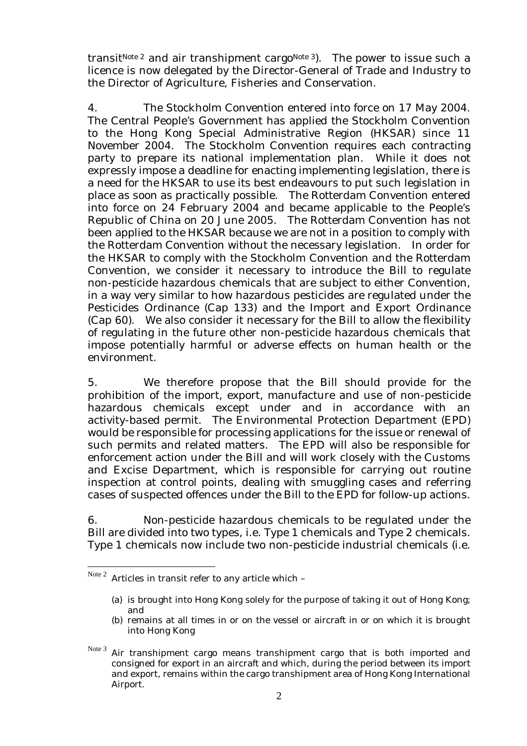transit[Note 2] and air transhipment cargo[Note 3]). The power to issue such a licence is now delegated by the Director-General of Trade and Industry to the Director of Agriculture, Fisheries and Conservation.

4. The Stockholm Convention entered into force on 17 May 2004. The Central People's Government has applied the Stockholm Convention to the Hong Kong Special Administrative Region (HKSAR) since 11 November 2004. The Stockholm Convention requires each contracting party to prepare its national implementation plan. While it does not expressly impose a deadline for enacting implementing legislation, there is a need for the HKSAR to use its best endeavours to put such legislation in place as soon as practically possible. The Rotterdam Convention entered into force on 24 February 2004 and became applicable to the People's Republic of China on 20 June 2005. The Rotterdam Convention has not been applied to the HKSAR because we are not in a position to comply with the Rotterdam Convention without the necessary legislation. In order for the HKSAR to comply with the Stockholm Convention and the Rotterdam Convention, we consider it necessary to introduce the Bill to regulate non-pesticide hazardous chemicals that are subject to either Convention, in a way very similar to how hazardous pesticides are regulated under the Pesticides Ordinance (Cap 133) and the Import and Export Ordinance (Cap 60). We also consider it necessary for the Bill to allow the flexibility of regulating in the future other non-pesticide hazardous chemicals that impose potentially harmful or adverse effects on human health or the environment.

5. We therefore propose that the Bill should provide for the prohibition of the import, export, manufacture and use of non-pesticide hazardous chemicals except under and in accordance with an activity-based permit. The Environmental Protection Department (EPD) would be responsible for processing applications for the issue or renewal of such permits and related matters. The EPD will also be responsible for enforcement action under the Bill and will work closely with the Customs and Excise Department, which is responsible for carrying out routine inspection at control points, dealing with smuggling cases and referring cases of suspected offences under the Bill to the EPD for follow-up actions.

6. Non-pesticide hazardous chemicals to be regulated under the Bill are divided into two types, i.e. Type 1 chemicals and Type 2 chemicals. Type 1 chemicals now include two non-pesticide industrial chemicals (i.e.

---

[Note 2] Articles in transit refer to any article which –

(a) is brought into Hong Kong solely for the purpose of taking it out of Hong Kong; and

(b) remains at all times in or on the vessel or aircraft in or on which it is brought into Hong Kong

[Note 3] Air transhipment cargo means transhipment cargo that is both imported and consigned for export in an aircraft and which, during the period between its import and export, remains within the cargo transhipment area of Hong Kong International Airport.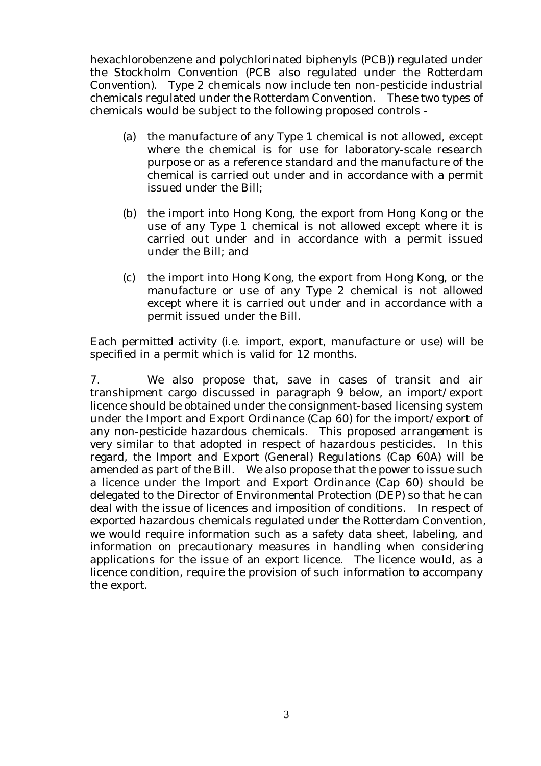hexachlorobenzene and polychlorinated biphenyls (PCB)) regulated under the Stockholm Convention (PCB also regulated under the Rotterdam Convention). Type 2 chemicals now include ten non-pesticide industrial chemicals regulated under the Rotterdam Convention. These two types of chemicals would be subject to the following proposed controls -

(a) the manufacture of any Type 1 chemical is not allowed, except where the chemical is for use for laboratory-scale research purpose or as a reference standard and the manufacture of the chemical is carried out under and in accordance with a permit issued under the Bill;

(b) the import into Hong Kong, the export from Hong Kong or the use of any Type 1 chemical is not allowed except where it is carried out under and in accordance with a permit issued under the Bill; and

(c) the import into Hong Kong, the export from Hong Kong, or the manufacture or use of any Type 2 chemical is not allowed except where it is carried out under and in accordance with a permit issued under the Bill.

Each permitted activity (i.e. import, export, manufacture or use) will be specified in a permit which is valid for 12 months.

7. We also propose that, save in cases of transit and air transhipment cargo discussed in paragraph 9 below, an import/export licence should be obtained under the consignment-based licensing system under the Import and Export Ordinance (Cap 60) for the import/export of any non-pesticide hazardous chemicals. This proposed arrangement is very similar to that adopted in respect of hazardous pesticides. In this regard, the Import and Export (General) Regulations (Cap 60A) will be amended as part of the Bill. We also propose that the power to issue such a licence under the Import and Export Ordinance (Cap 60) should be delegated to the Director of Environmental Protection (DEP) so that he can deal with the issue of licences and imposition of conditions. In respect of exported hazardous chemicals regulated under the Rotterdam Convention, we would require information such as a safety data sheet, labeling, and information on precautionary measures in handling when considering applications for the issue of an export licence. The licence would, as a licence condition, require the provision of such information to accompany the export.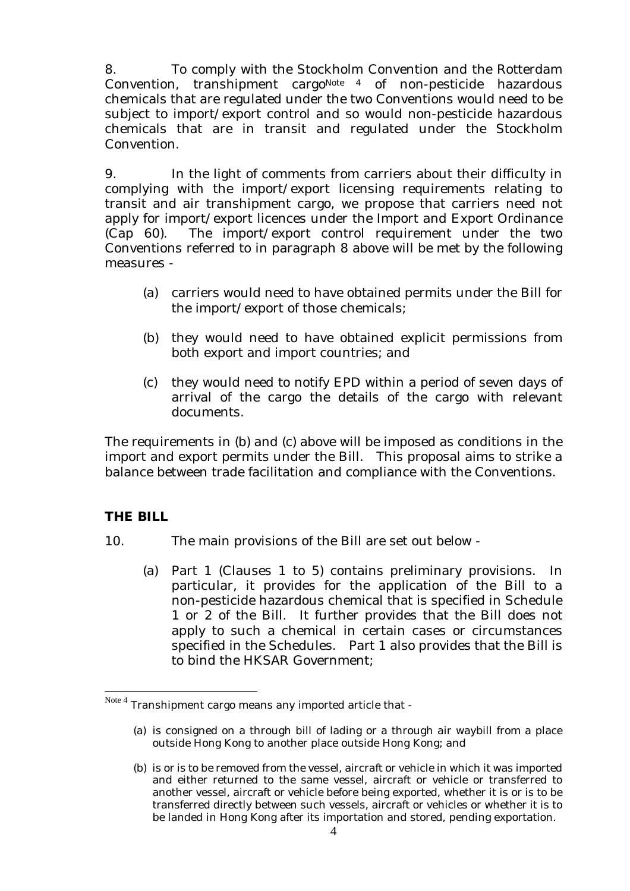8. To comply with the Stockholm Convention and the Rotterdam Convention, transhipment cargo[Note 4] of non-pesticide hazardous chemicals that are regulated under the two Conventions would need to be subject to import/export control and so would non-pesticide hazardous chemicals that are in transit and regulated under the Stockholm Convention.

9. In the light of comments from carriers about their difficulty in complying with the import/export licensing requirements relating to transit and air transhipment cargo, we propose that carriers need not apply for import/export licences under the Import and Export Ordinance (Cap 60). The import/export control requirement under the two Conventions referred to in paragraph 8 above will be met by the following measures -

(a) carriers would need to have obtained permits under the Bill for the import/export of those chemicals;

(b) they would need to have obtained explicit permissions from both export and import countries; and

(c) they would need to notify EPD within a period of seven days of arrival of the cargo the details of the cargo with relevant documents.

The requirements in (b) and (c) above will be imposed as conditions in the import and export permits under the Bill. This proposal aims to strike a balance between trade facilitation and compliance with the Conventions.

## THE BILL

10. The main provisions of the Bill are set out below -

(a) Part 1 (Clauses 1 to 5) contains preliminary provisions. In particular, it provides for the application of the Bill to a non-pesticide hazardous chemical that is specified in Schedule 1 or 2 of the Bill. It further provides that the Bill does not apply to such a chemical in certain cases or circumstances specified in the Schedules. Part 1 also provides that the Bill is to bind the HKSAR Government;

---

[Note 4] Transhipment cargo means any imported article that -

(a) is consigned on a through bill of lading or a through air waybill from a place outside Hong Kong to another place outside Hong Kong; and

(b) is or is to be removed from the vessel, aircraft or vehicle in which it was imported and either returned to the same vessel, aircraft or vehicle or transferred to another vessel, aircraft or vehicle before being exported, whether it is or is to be transferred directly between such vessels, aircraft or vehicles or whether it is to be landed in Hong Kong after its importation and stored, pending exportation.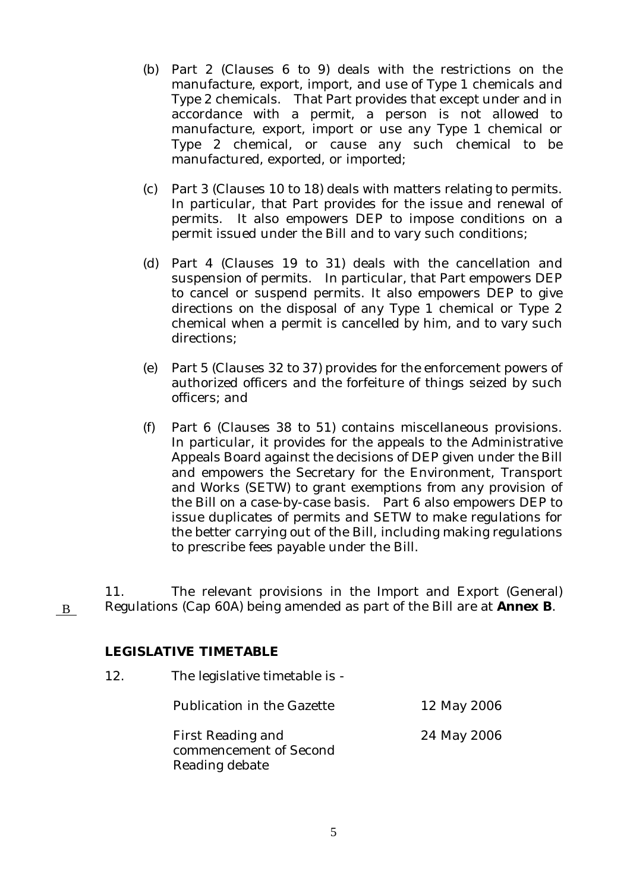(b) Part 2 (Clauses 6 to 9) deals with the restrictions on the manufacture, export, import, and use of Type 1 chemicals and Type 2 chemicals. That Part provides that except under and in accordance with a permit, a person is not allowed to manufacture, export, import or use any Type 1 chemical or Type 2 chemical, or cause any such chemical to be manufactured, exported, or imported;

(c) Part 3 (Clauses 10 to 18) deals with matters relating to permits. In particular, that Part provides for the issue and renewal of permits. It also empowers DEP to impose conditions on a permit issued under the Bill and to vary such conditions;

(d) Part 4 (Clauses 19 to 31) deals with the cancellation and suspension of permits. In particular, that Part empowers DEP to cancel or suspend permits. It also empowers DEP to give directions on the disposal of any Type 1 chemical or Type 2 chemical when a permit is cancelled by him, and to vary such directions;

(e) Part 5 (Clauses 32 to 37) provides for the enforcement powers of authorized officers and the forfeiture of things seized by such officers; and

(f) Part 6 (Clauses 38 to 51) contains miscellaneous provisions. In particular, it provides for the appeals to the Administrative Appeals Board against the decisions of DEP given under the Bill and empowers the Secretary for the Environment, Transport and Works (SETW) to grant exemptions from any provision of the Bill on a case-by-case basis. Part 6 also empowers DEP to issue duplicates of permits and SETW to make regulations for the better carrying out of the Bill, including making regulations to prescribe fees payable under the Bill.

B

11. The relevant provisions in the Import and Export (General) Regulations (Cap 60A) being amended as part of the Bill are at **Annex B**.

**LEGISLATIVE TIMETABLE**

12. The legislative timetable is -

| | |
|---|---|
| Publication in the Gazette | 12 May 2006 |
| First Reading and commencement of Second Reading debate | 24 May 2006 |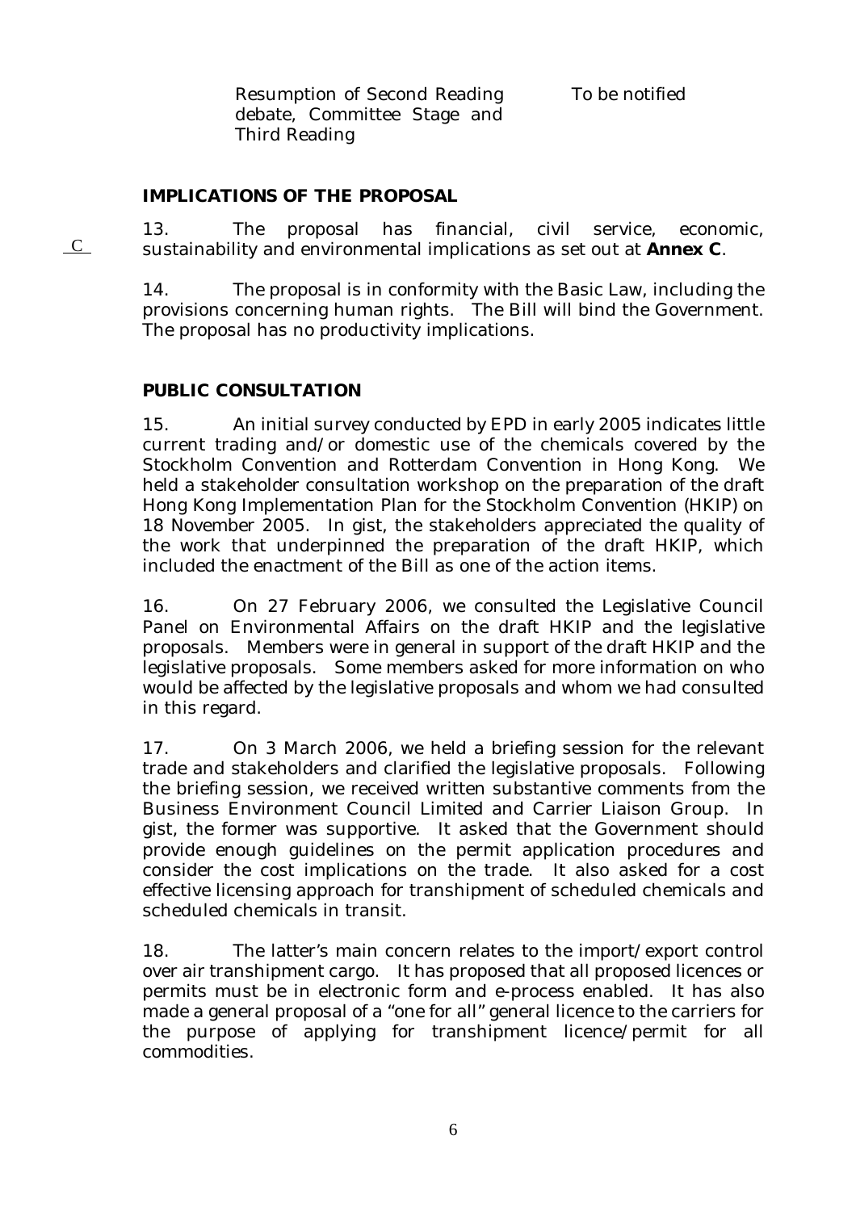| | |
|---|---|
| Resumption of Second Reading debate, Committee Stage and Third Reading | To be notified |

## IMPLICATIONS OF THE PROPOSAL

C

13. The proposal has financial, civil service, economic, sustainability and environmental implications as set out at **Annex C**.

14. The proposal is in conformity with the Basic Law, including the provisions concerning human rights. The Bill will bind the Government. The proposal has no productivity implications.

## PUBLIC CONSULTATION

15. An initial survey conducted by EPD in early 2005 indicates little current trading and/or domestic use of the chemicals covered by the Stockholm Convention and Rotterdam Convention in Hong Kong. We held a stakeholder consultation workshop on the preparation of the draft Hong Kong Implementation Plan for the Stockholm Convention (HKIP) on 18 November 2005. In gist, the stakeholders appreciated the quality of the work that underpinned the preparation of the draft HKIP, which included the enactment of the Bill as one of the action items.

16. On 27 February 2006, we consulted the Legislative Council Panel on Environmental Affairs on the draft HKIP and the legislative proposals. Members were in general in support of the draft HKIP and the legislative proposals. Some members asked for more information on who would be affected by the legislative proposals and whom we had consulted in this regard.

17. On 3 March 2006, we held a briefing session for the relevant trade and stakeholders and clarified the legislative proposals. Following the briefing session, we received written substantive comments from the Business Environment Council Limited and Carrier Liaison Group. In gist, the former was supportive. It asked that the Government should provide enough guidelines on the permit application procedures and consider the cost implications on the trade. It also asked for a cost effective licensing approach for transhipment of scheduled chemicals and scheduled chemicals in transit.

18. The latter's main concern relates to the import/export control over air transhipment cargo. It has proposed that all proposed licences or permits must be in electronic form and e-process enabled. It has also made a general proposal of a "one for all" general licence to the carriers for the purpose of applying for transhipment licence/permit for all commodities.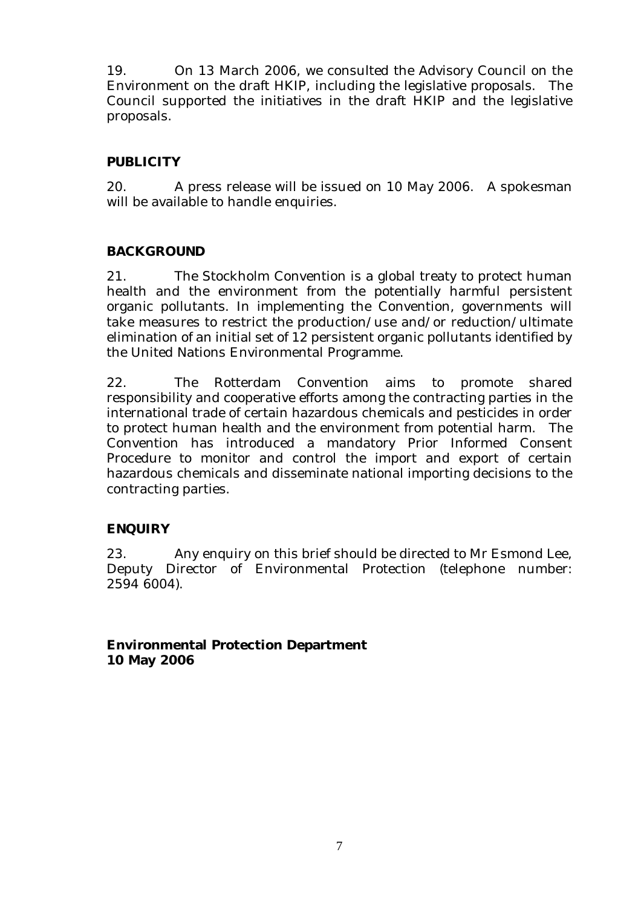19. On 13 March 2006, we consulted the Advisory Council on the Environment on the draft HKIP, including the legislative proposals. The Council supported the initiatives in the draft HKIP and the legislative proposals.

## PUBLICITY

20. A press release will be issued on 10 May 2006. A spokesman will be available to handle enquiries.

## BACKGROUND

21. The Stockholm Convention is a global treaty to protect human health and the environment from the potentially harmful persistent organic pollutants. In implementing the Convention, governments will take measures to restrict the production/use and/or reduction/ultimate elimination of an initial set of 12 persistent organic pollutants identified by the United Nations Environmental Programme.

22. The Rotterdam Convention aims to promote shared responsibility and cooperative efforts among the contracting parties in the international trade of certain hazardous chemicals and pesticides in order to protect human health and the environment from potential harm. The Convention has introduced a mandatory Prior Informed Consent Procedure to monitor and control the import and export of certain hazardous chemicals and disseminate national importing decisions to the contracting parties.

## ENQUIRY

23. Any enquiry on this brief should be directed to Mr Esmond Lee, Deputy Director of Environmental Protection (telephone number: 2594 6004).

**Environmental Protection Department**
**10 May 2006**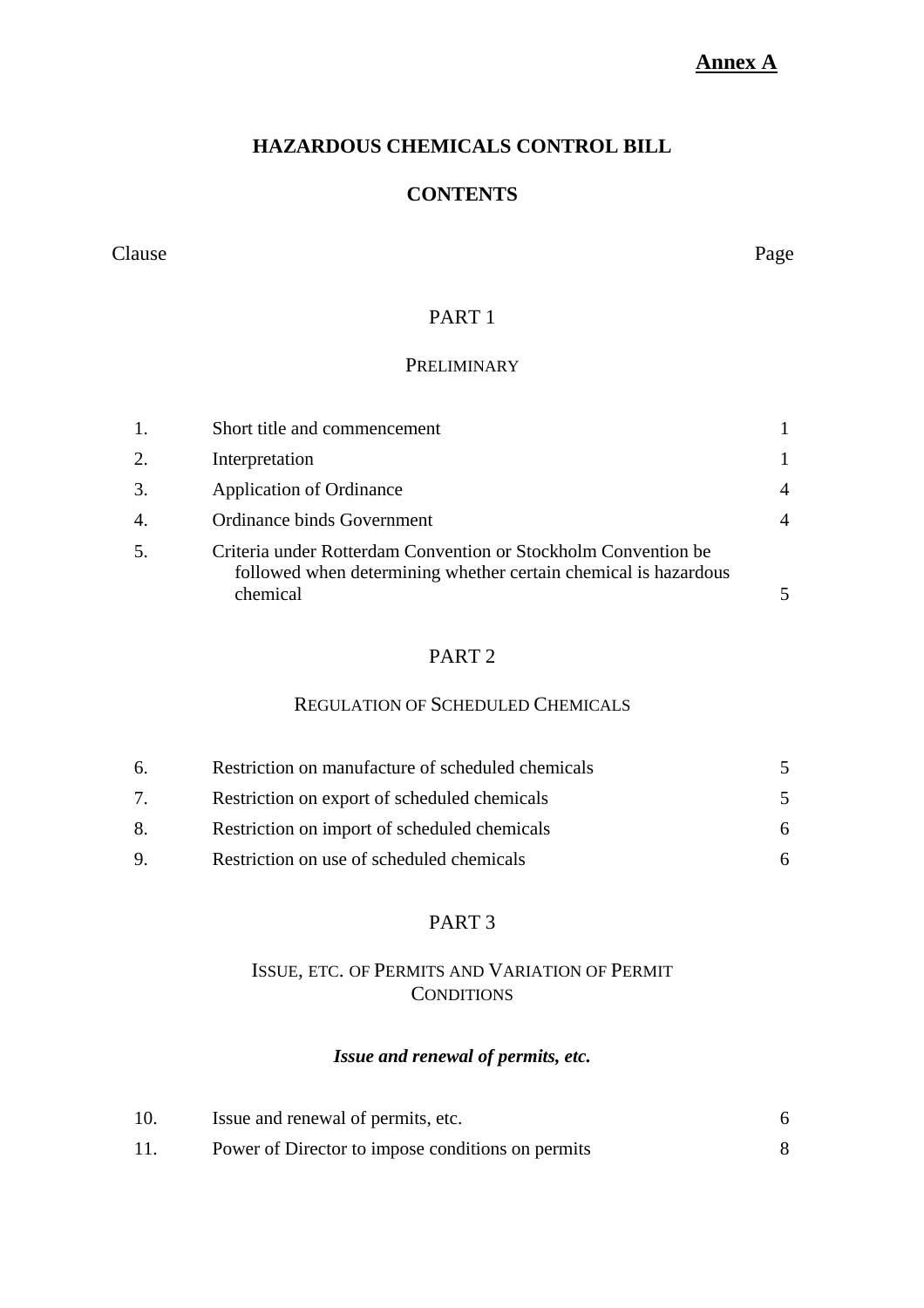**Annex A**

# HAZARDOUS CHEMICALS CONTROL BILL

## CONTENTS

| Clause | | Page |
|---|---|---|

### PART 1

#### PRELIMINARY

| | | |
|---|---|---|
| 1. | Short title and commencement | 1 |
| 2. | Interpretation | 1 |
| 3. | Application of Ordinance | 4 |
| 4. | Ordinance binds Government | 4 |
| 5. | Criteria under Rotterdam Convention or Stockholm Convention be followed when determining whether certain chemical is hazardous chemical | 5 |

### PART 2

#### REGULATION OF SCHEDULED CHEMICALS

| | | |
|---|---|---|
| 6. | Restriction on manufacture of scheduled chemicals | 5 |
| 7. | Restriction on export of scheduled chemicals | 5 |
| 8. | Restriction on import of scheduled chemicals | 6 |
| 9. | Restriction on use of scheduled chemicals | 6 |

### PART 3

#### ISSUE, ETC. OF PERMITS AND VARIATION OF PERMIT CONDITIONS

***Issue and renewal of permits, etc.***

| | | |
|---|---|---|
| 10. | Issue and renewal of permits, etc. | 6 |
| 11. | Power of Director to impose conditions on permits | 8 |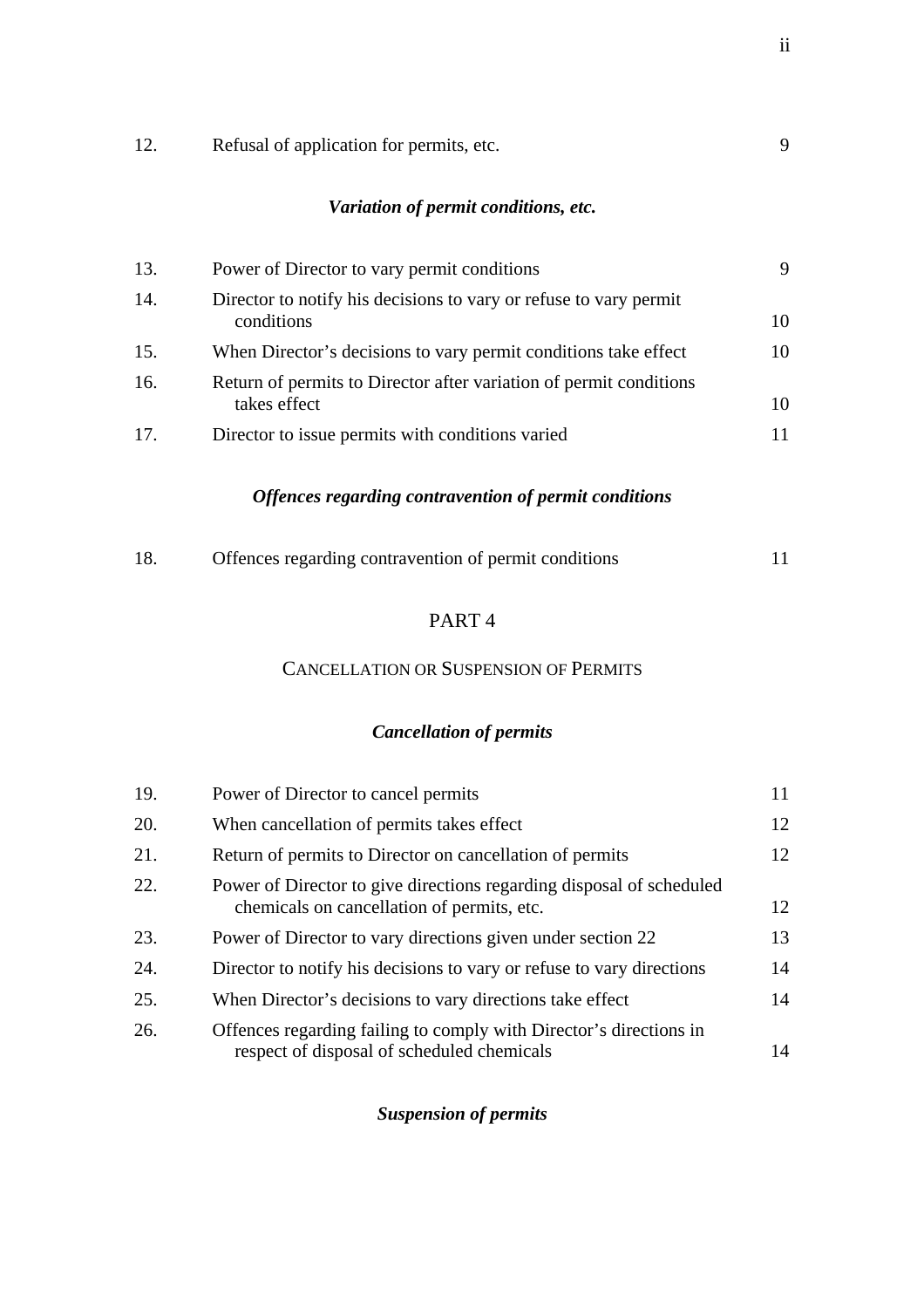| | | |
|---|---|---|
| 12. | Refusal of application for permits, etc. | 9 |

*Variation of permit conditions, etc.*

| | | |
|---|---|---|
| 13. | Power of Director to vary permit conditions | 9 |
| 14. | Director to notify his decisions to vary or refuse to vary permit conditions | 10 |
| 15. | When Director's decisions to vary permit conditions take effect | 10 |
| 16. | Return of permits to Director after variation of permit conditions takes effect | 10 |
| 17. | Director to issue permits with conditions varied | 11 |

*Offences regarding contravention of permit conditions*

| | | |
|---|---|---|
| 18. | Offences regarding contravention of permit conditions | 11 |

PART 4

CANCELLATION OR SUSPENSION OF PERMITS

*Cancellation of permits*

| | | |
|---|---|---|
| 19. | Power of Director to cancel permits | 11 |
| 20. | When cancellation of permits takes effect | 12 |
| 21. | Return of permits to Director on cancellation of permits | 12 |
| 22. | Power of Director to give directions regarding disposal of scheduled chemicals on cancellation of permits, etc. | 12 |
| 23. | Power of Director to vary directions given under section 22 | 13 |
| 24. | Director to notify his decisions to vary or refuse to vary directions | 14 |
| 25. | When Director's decisions to vary directions take effect | 14 |
| 26. | Offences regarding failing to comply with Director's directions in respect of disposal of scheduled chemicals | 14 |

*Suspension of permits*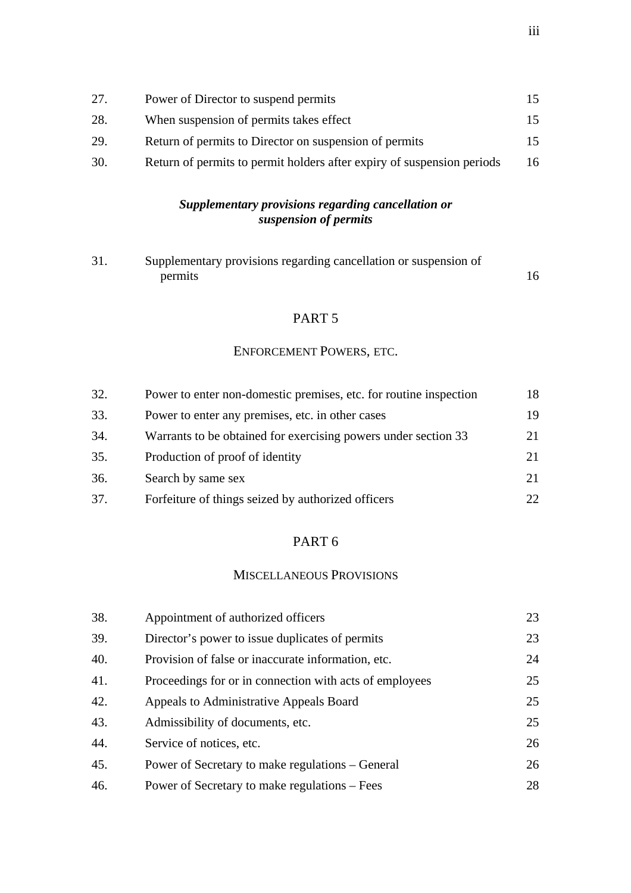| | | |
|---|---|---|
| 27. | Power of Director to suspend permits | 15 |
| 28. | When suspension of permits takes effect | 15 |
| 29. | Return of permits to Director on suspension of permits | 15 |
| 30. | Return of permits to permit holders after expiry of suspension periods | 16 |

***Supplementary provisions regarding cancellation or suspension of permits***

| | | |
|---|---|---|
| 31. | Supplementary provisions regarding cancellation or suspension of permits | 16 |

## PART 5

### ENFORCEMENT POWERS, ETC.

| | | |
|---|---|---|
| 32. | Power to enter non-domestic premises, etc. for routine inspection | 18 |
| 33. | Power to enter any premises, etc. in other cases | 19 |
| 34. | Warrants to be obtained for exercising powers under section 33 | 21 |
| 35. | Production of proof of identity | 21 |
| 36. | Search by same sex | 21 |
| 37. | Forfeiture of things seized by authorized officers | 22 |

## PART 6

### MISCELLANEOUS PROVISIONS

| | | |
|---|---|---|
| 38. | Appointment of authorized officers | 23 |
| 39. | Director's power to issue duplicates of permits | 23 |
| 40. | Provision of false or inaccurate information, etc. | 24 |
| 41. | Proceedings for or in connection with acts of employees | 25 |
| 42. | Appeals to Administrative Appeals Board | 25 |
| 43. | Admissibility of documents, etc. | 25 |
| 44. | Service of notices, etc. | 26 |
| 45. | Power of Secretary to make regulations – General | 26 |
| 46. | Power of Secretary to make regulations – Fees | 28 |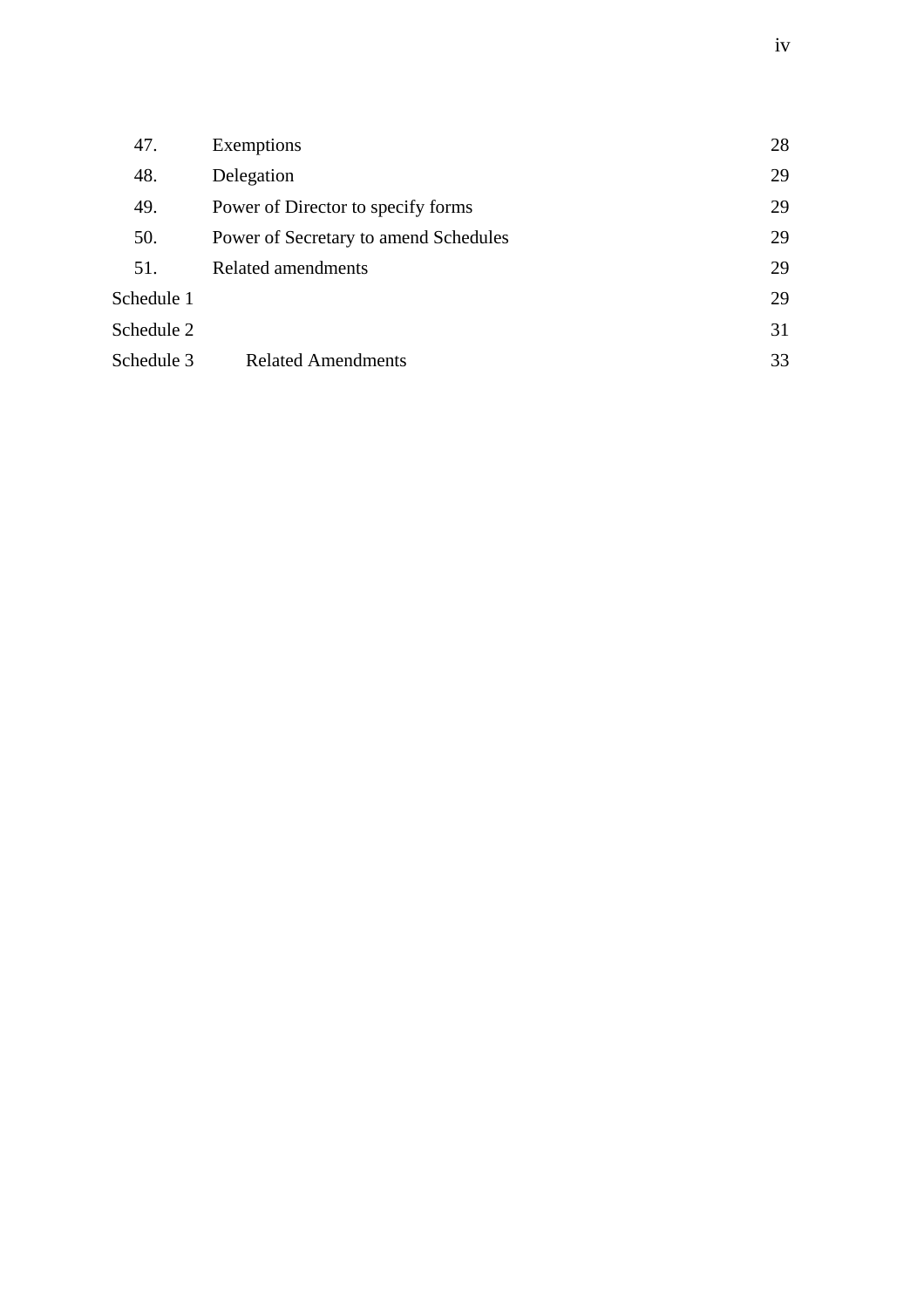| | | |
|---|---|---|
| 47. | Exemptions | 28 |
| 48. | Delegation | 29 |
| 49. | Power of Director to specify forms | 29 |
| 50. | Power of Secretary to amend Schedules | 29 |
| 51. | Related amendments | 29 |
| Schedule 1 | | 29 |
| Schedule 2 | | 31 |
| Schedule 3 | Related Amendments | 33 |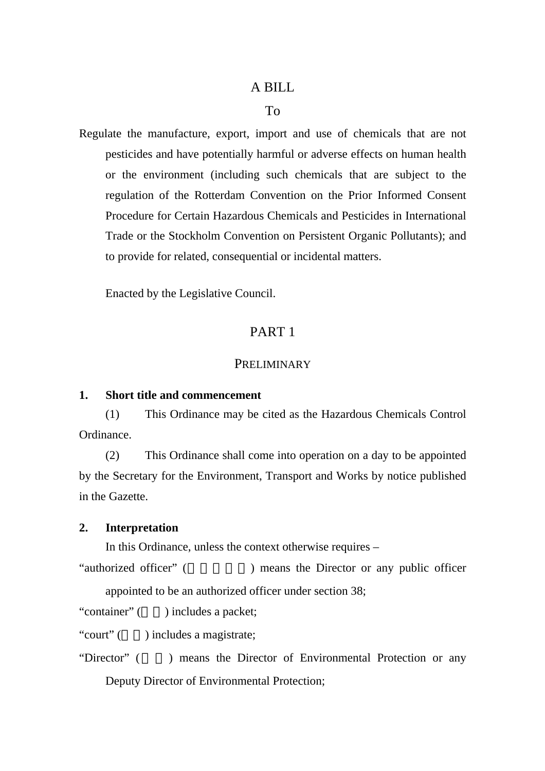A BILL

To

Regulate the manufacture, export, import and use of chemicals that are not pesticides and have potentially harmful or adverse effects on human health or the environment (including such chemicals that are subject to the regulation of the Rotterdam Convention on the Prior Informed Consent Procedure for Certain Hazardous Chemicals and Pesticides in International Trade or the Stockholm Convention on Persistent Organic Pollutants); and to provide for related, consequential or incidental matters.

Enacted by the Legislative Council.

## PART 1

## PRELIMINARY

**1. Short title and commencement**

(1) This Ordinance may be cited as the Hazardous Chemicals Control Ordinance.

(2) This Ordinance shall come into operation on a day to be appointed by the Secretary for the Environment, Transport and Works by notice published in the Gazette.

**2. Interpretation**

In this Ordinance, unless the context otherwise requires –

"authorized officer" (     ) means the Director or any public officer appointed to be an authorized officer under section 38;

"container" (  ) includes a packet;

"court" (  ) includes a magistrate;

"Director" (  ) means the Director of Environmental Protection or any Deputy Director of Environmental Protection;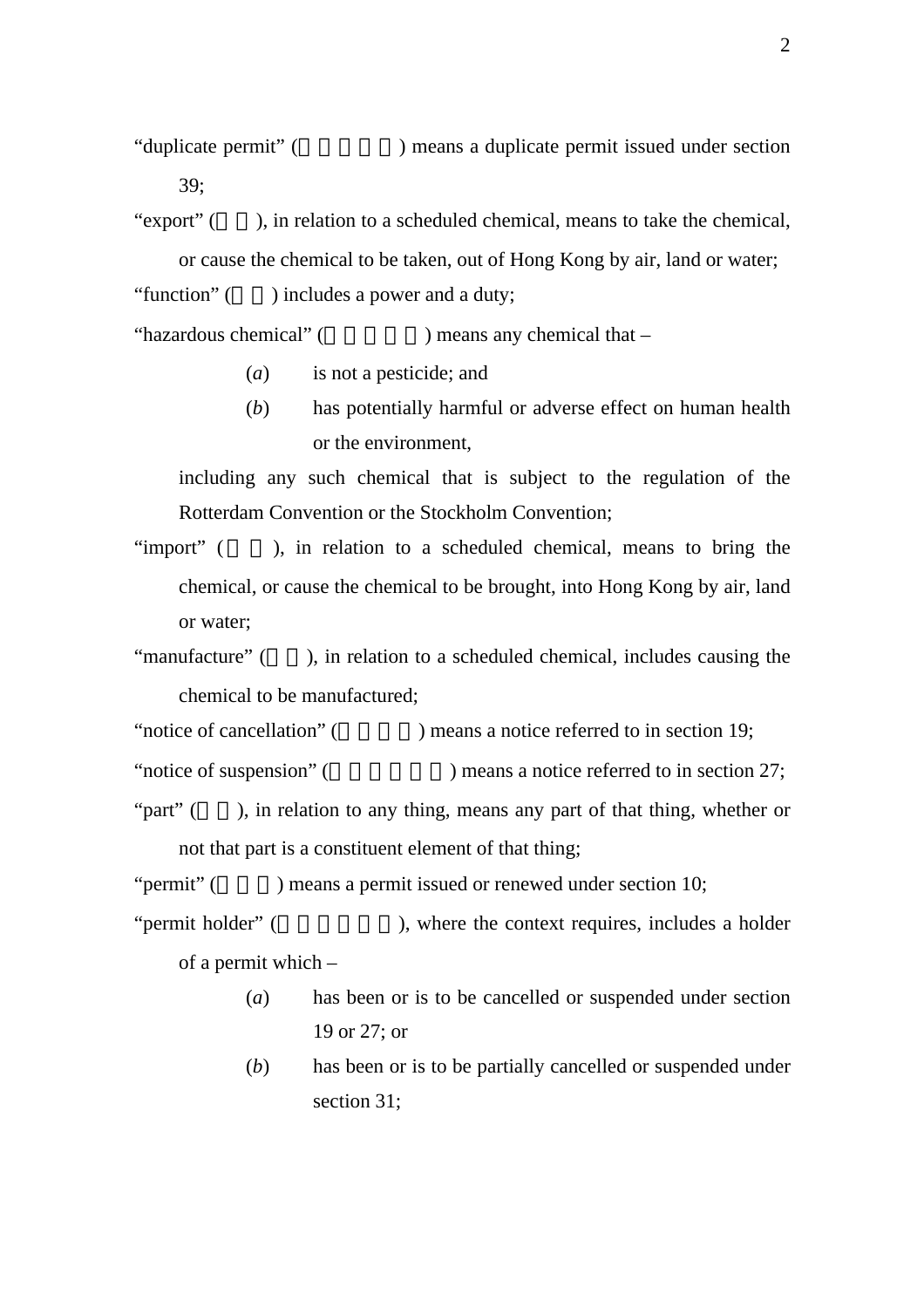"duplicate permit" ( ) means a duplicate permit issued under section 39;

"export" ( ), in relation to a scheduled chemical, means to take the chemical, or cause the chemical to be taken, out of Hong Kong by air, land or water;

"function" ( ) includes a power and a duty;

"hazardous chemical" ( ) means any chemical that –

> (*a*) is not a pesticide; and
>
> (*b*) has potentially harmful or adverse effect on human health or the environment,

including any such chemical that is subject to the regulation of the Rotterdam Convention or the Stockholm Convention;

"import" ( ), in relation to a scheduled chemical, means to bring the chemical, or cause the chemical to be brought, into Hong Kong by air, land or water;

"manufacture" ( ), in relation to a scheduled chemical, includes causing the chemical to be manufactured;

"notice of cancellation" ( ) means a notice referred to in section 19;

"notice of suspension" ( ) means a notice referred to in section 27;

"part" ( ), in relation to any thing, means any part of that thing, whether or not that part is a constituent element of that thing;

"permit" ( ) means a permit issued or renewed under section 10;

"permit holder" ( ), where the context requires, includes a holder of a permit which –

> (*a*) has been or is to be cancelled or suspended under section 19 or 27; or
>
> (*b*) has been or is to be partially cancelled or suspended under section 31;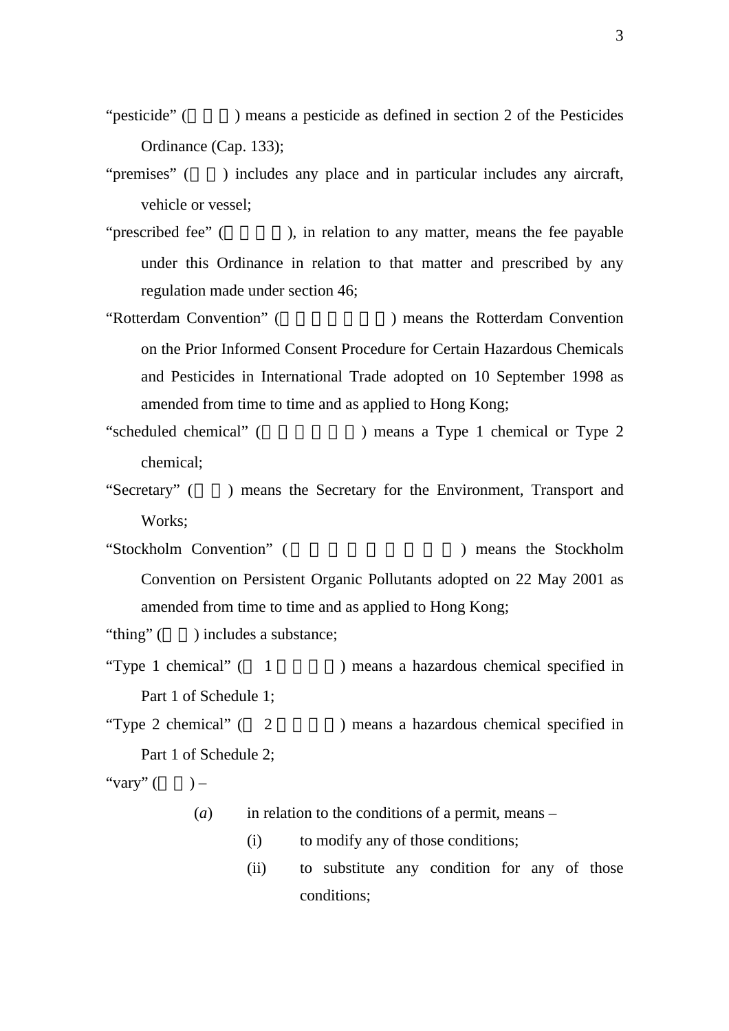"pesticide" ( ) means a pesticide as defined in section 2 of the Pesticides Ordinance (Cap. 133);

"premises" ( ) includes any place and in particular includes any aircraft, vehicle or vessel;

"prescribed fee" ( ), in relation to any matter, means the fee payable under this Ordinance in relation to that matter and prescribed by any regulation made under section 46;

"Rotterdam Convention" ( ) means the Rotterdam Convention on the Prior Informed Consent Procedure for Certain Hazardous Chemicals and Pesticides in International Trade adopted on 10 September 1998 as amended from time to time and as applied to Hong Kong;

"scheduled chemical" ( ) means a Type 1 chemical or Type 2 chemical;

"Secretary" ( ) means the Secretary for the Environment, Transport and Works;

"Stockholm Convention" ( ) means the Stockholm Convention on Persistent Organic Pollutants adopted on 22 May 2001 as amended from time to time and as applied to Hong Kong;

"thing" ( ) includes a substance;

"Type 1 chemical" ( 1 ) means a hazardous chemical specified in Part 1 of Schedule 1;

"Type 2 chemical" ( 2 ) means a hazardous chemical specified in Part 1 of Schedule 2;

"vary" ( ) –

(*a*) in relation to the conditions of a permit, means –

(i) to modify any of those conditions;

(ii) to substitute any condition for any of those conditions;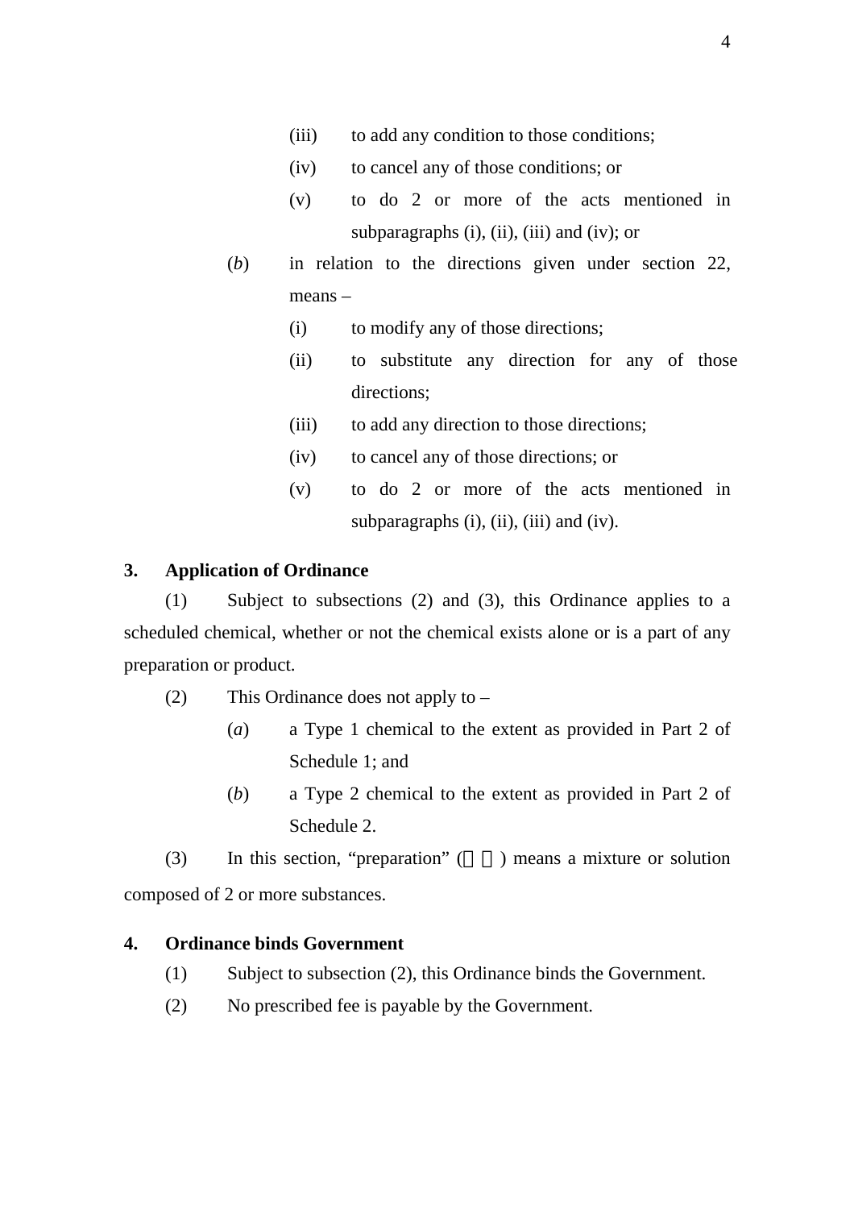(iii) to add any condition to those conditions;

(iv) to cancel any of those conditions; or

(v) to do 2 or more of the acts mentioned in subparagraphs (i), (ii), (iii) and (iv); or

(*b*) in relation to the directions given under section 22, means –

(i) to modify any of those directions;

(ii) to substitute any direction for any of those directions;

(iii) to add any direction to those directions;

(iv) to cancel any of those directions; or

(v) to do 2 or more of the acts mentioned in subparagraphs (i), (ii), (iii) and (iv).

**3. Application of Ordinance**

(1) Subject to subsections (2) and (3), this Ordinance applies to a scheduled chemical, whether or not the chemical exists alone or is a part of any preparation or product.

(2) This Ordinance does not apply to –

(*a*) a Type 1 chemical to the extent as provided in Part 2 of Schedule 1; and

(*b*) a Type 2 chemical to the extent as provided in Part 2 of Schedule 2.

(3) In this section, “preparation” (製劑) means a mixture or solution composed of 2 or more substances.

**4. Ordinance binds Government**

(1) Subject to subsection (2), this Ordinance binds the Government.

(2) No prescribed fee is payable by the Government.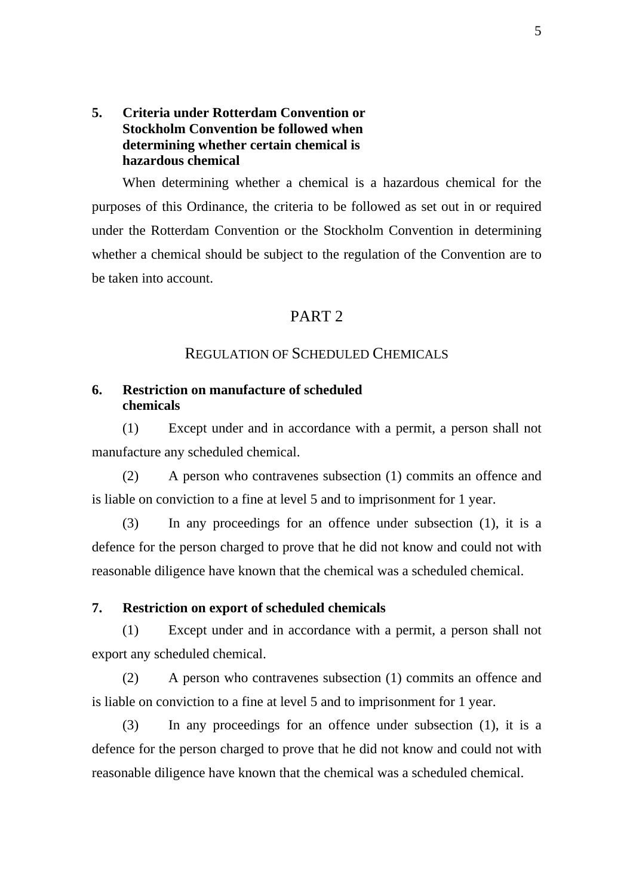**5. Criteria under Rotterdam Convention or Stockholm Convention be followed when determining whether certain chemical is hazardous chemical**

When determining whether a chemical is a hazardous chemical for the purposes of this Ordinance, the criteria to be followed as set out in or required under the Rotterdam Convention or the Stockholm Convention in determining whether a chemical should be subject to the regulation of the Convention are to be taken into account.

## PART 2

## REGULATION OF SCHEDULED CHEMICALS

**6. Restriction on manufacture of scheduled chemicals**

(1) Except under and in accordance with a permit, a person shall not manufacture any scheduled chemical.

(2) A person who contravenes subsection (1) commits an offence and is liable on conviction to a fine at level 5 and to imprisonment for 1 year.

(3) In any proceedings for an offence under subsection (1), it is a defence for the person charged to prove that he did not know and could not with reasonable diligence have known that the chemical was a scheduled chemical.

**7. Restriction on export of scheduled chemicals**

(1) Except under and in accordance with a permit, a person shall not export any scheduled chemical.

(2) A person who contravenes subsection (1) commits an offence and is liable on conviction to a fine at level 5 and to imprisonment for 1 year.

(3) In any proceedings for an offence under subsection (1), it is a defence for the person charged to prove that he did not know and could not with reasonable diligence have known that the chemical was a scheduled chemical.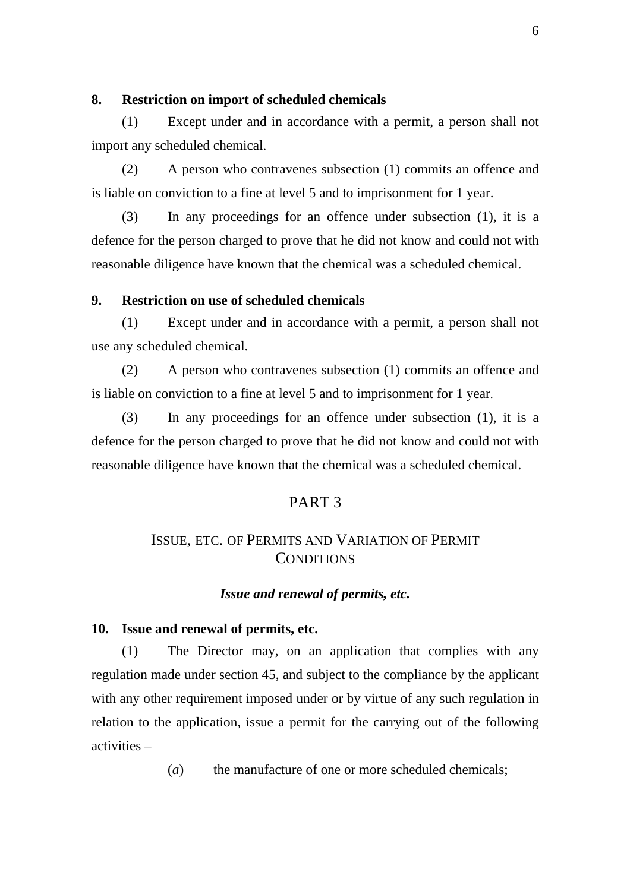**8. Restriction on import of scheduled chemicals**

(1) Except under and in accordance with a permit, a person shall not import any scheduled chemical.

(2) A person who contravenes subsection (1) commits an offence and is liable on conviction to a fine at level 5 and to imprisonment for 1 year.

(3) In any proceedings for an offence under subsection (1), it is a defence for the person charged to prove that he did not know and could not with reasonable diligence have known that the chemical was a scheduled chemical.

**9. Restriction on use of scheduled chemicals**

(1) Except under and in accordance with a permit, a person shall not use any scheduled chemical.

(2) A person who contravenes subsection (1) commits an offence and is liable on conviction to a fine at level 5 and to imprisonment for 1 year.

(3) In any proceedings for an offence under subsection (1), it is a defence for the person charged to prove that he did not know and could not with reasonable diligence have known that the chemical was a scheduled chemical.

## PART 3

## ISSUE, ETC. OF PERMITS AND VARIATION OF PERMIT CONDITIONS

***Issue and renewal of permits, etc.***

**10. Issue and renewal of permits, etc.**

(1) The Director may, on an application that complies with any regulation made under section 45, and subject to the compliance by the applicant with any other requirement imposed under or by virtue of any such regulation in relation to the application, issue a permit for the carrying out of the following activities –

(*a*) the manufacture of one or more scheduled chemicals;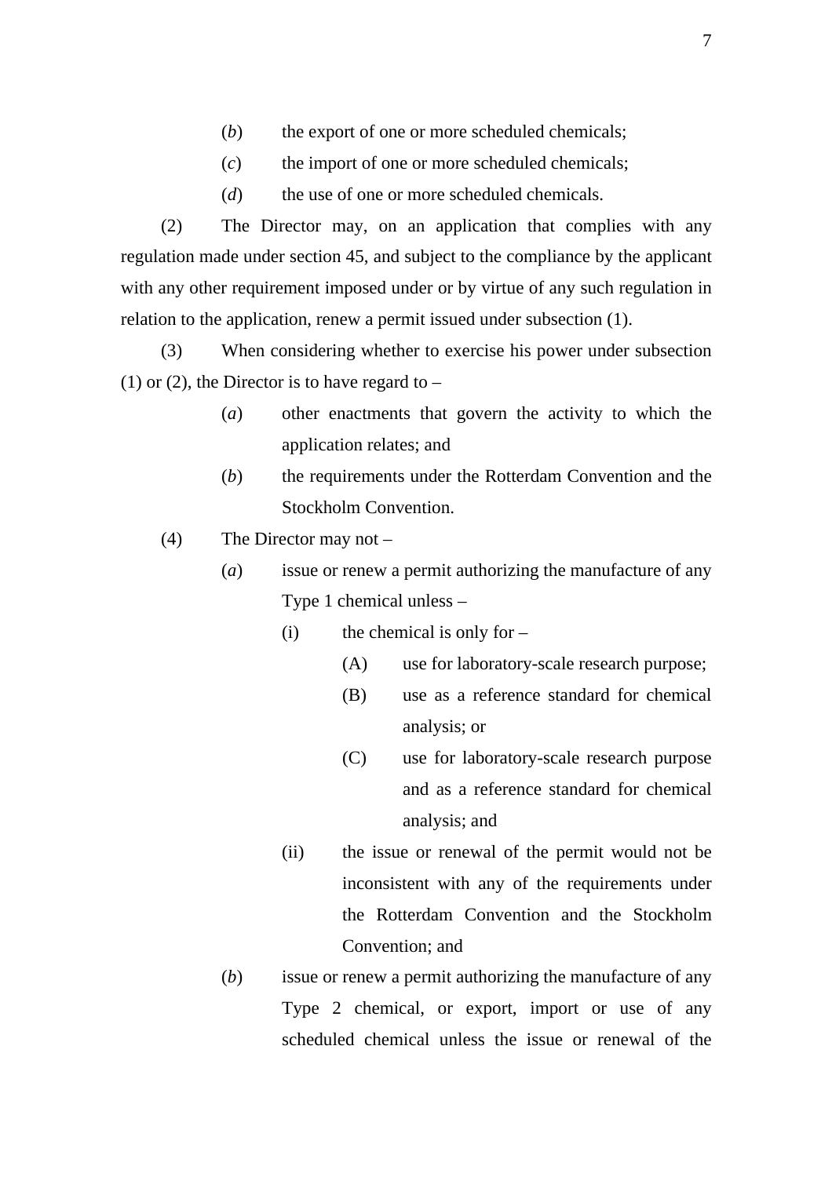(*b*) the export of one or more scheduled chemicals;

(*c*) the import of one or more scheduled chemicals;

(*d*) the use of one or more scheduled chemicals.

(2) The Director may, on an application that complies with any regulation made under section 45, and subject to the compliance by the applicant with any other requirement imposed under or by virtue of any such regulation in relation to the application, renew a permit issued under subsection (1).

(3) When considering whether to exercise his power under subsection (1) or (2), the Director is to have regard to –

(*a*) other enactments that govern the activity to which the application relates; and

(*b*) the requirements under the Rotterdam Convention and the Stockholm Convention.

(4) The Director may not –

(*a*) issue or renew a permit authorizing the manufacture of any Type 1 chemical unless –

(i) the chemical is only for –

(A) use for laboratory-scale research purpose;

(B) use as a reference standard for chemical analysis; or

(C) use for laboratory-scale research purpose and as a reference standard for chemical analysis; and

(ii) the issue or renewal of the permit would not be inconsistent with any of the requirements under the Rotterdam Convention and the Stockholm Convention; and

(*b*) issue or renew a permit authorizing the manufacture of any Type 2 chemical, or export, import or use of any scheduled chemical unless the issue or renewal of the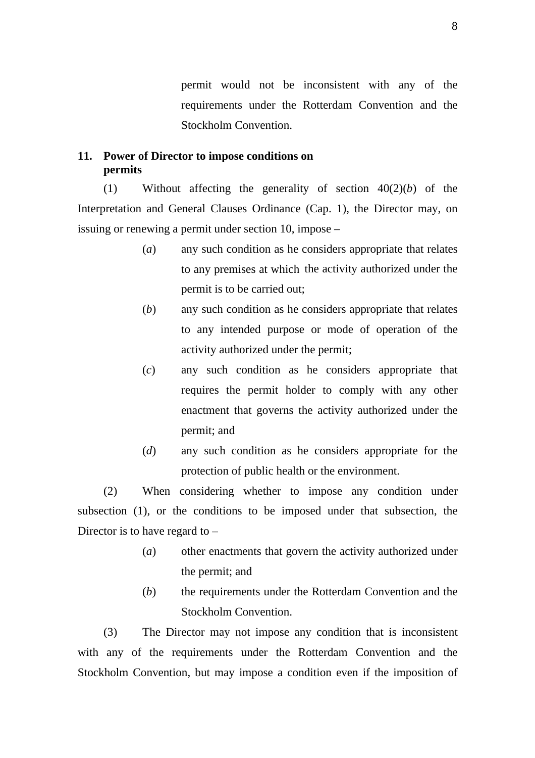permit would not be inconsistent with any of the requirements under the Rotterdam Convention and the Stockholm Convention.

**11. Power of Director to impose conditions on permits**

(1) Without affecting the generality of section 40(2)(*b*) of the Interpretation and General Clauses Ordinance (Cap. 1), the Director may, on issuing or renewing a permit under section 10, impose –

(*a*) any such condition as he considers appropriate that relates to any premises at which the activity authorized under the permit is to be carried out;

(*b*) any such condition as he considers appropriate that relates to any intended purpose or mode of operation of the activity authorized under the permit;

(*c*) any such condition as he considers appropriate that requires the permit holder to comply with any other enactment that governs the activity authorized under the permit; and

(*d*) any such condition as he considers appropriate for the protection of public health or the environment.

(2) When considering whether to impose any condition under subsection (1), or the conditions to be imposed under that subsection, the Director is to have regard to –

(*a*) other enactments that govern the activity authorized under the permit; and

(*b*) the requirements under the Rotterdam Convention and the Stockholm Convention.

(3) The Director may not impose any condition that is inconsistent with any of the requirements under the Rotterdam Convention and the Stockholm Convention, but may impose a condition even if the imposition of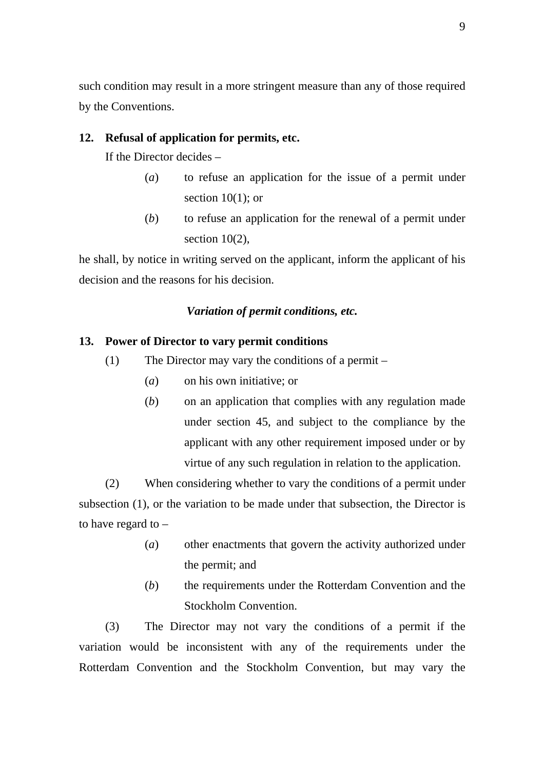such condition may result in a more stringent measure than any of those required by the Conventions.

**12. Refusal of application for permits, etc.**

If the Director decides –

(*a*) to refuse an application for the issue of a permit under section 10(1); or

(*b*) to refuse an application for the renewal of a permit under section 10(2),

he shall, by notice in writing served on the applicant, inform the applicant of his decision and the reasons for his decision.

***Variation of permit conditions, etc.***

**13. Power of Director to vary permit conditions**

(1) The Director may vary the conditions of a permit –

(*a*) on his own initiative; or

(*b*) on an application that complies with any regulation made under section 45, and subject to the compliance by the applicant with any other requirement imposed under or by virtue of any such regulation in relation to the application.

(2) When considering whether to vary the conditions of a permit under subsection (1), or the variation to be made under that subsection, the Director is to have regard to –

(*a*) other enactments that govern the activity authorized under the permit; and

(*b*) the requirements under the Rotterdam Convention and the Stockholm Convention.

(3) The Director may not vary the conditions of a permit if the variation would be inconsistent with any of the requirements under the Rotterdam Convention and the Stockholm Convention, but may vary the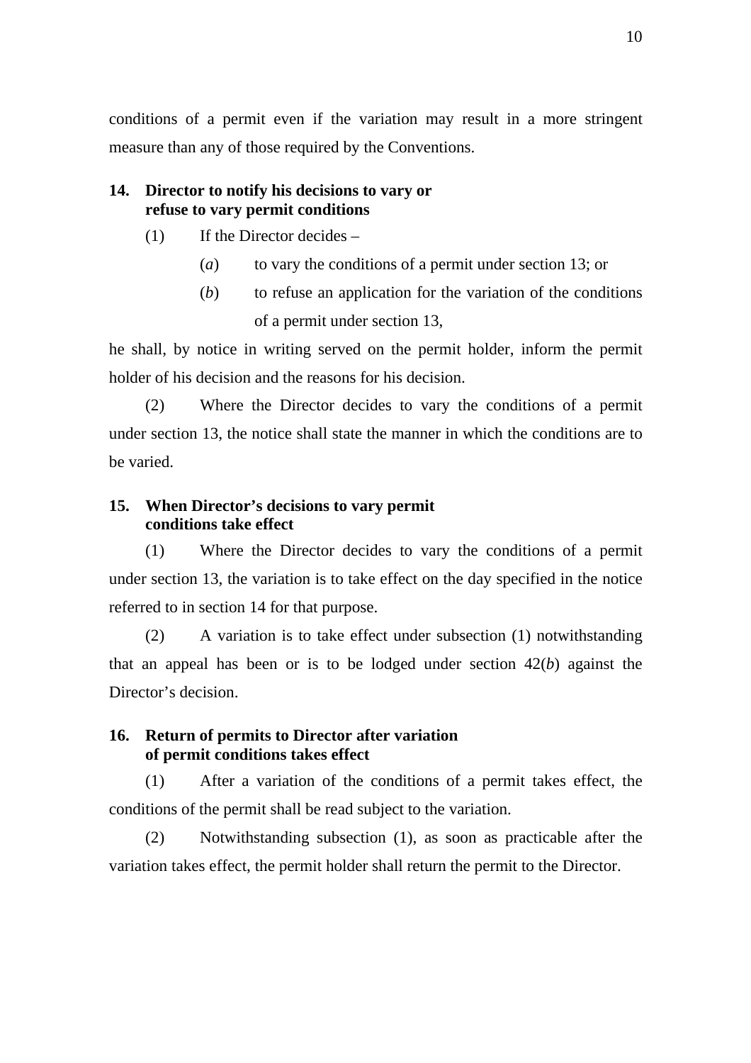conditions of a permit even if the variation may result in a more stringent measure than any of those required by the Conventions.

**14. Director to notify his decisions to vary or refuse to vary permit conditions**

(1) If the Director decides –

(*a*) to vary the conditions of a permit under section 13; or

(*b*) to refuse an application for the variation of the conditions of a permit under section 13,

he shall, by notice in writing served on the permit holder, inform the permit holder of his decision and the reasons for his decision.

(2) Where the Director decides to vary the conditions of a permit under section 13, the notice shall state the manner in which the conditions are to be varied.

**15. When Director's decisions to vary permit conditions take effect**

(1) Where the Director decides to vary the conditions of a permit under section 13, the variation is to take effect on the day specified in the notice referred to in section 14 for that purpose.

(2) A variation is to take effect under subsection (1) notwithstanding that an appeal has been or is to be lodged under section 42(*b*) against the Director's decision.

**16. Return of permits to Director after variation of permit conditions takes effect**

(1) After a variation of the conditions of a permit takes effect, the conditions of the permit shall be read subject to the variation.

(2) Notwithstanding subsection (1), as soon as practicable after the variation takes effect, the permit holder shall return the permit to the Director.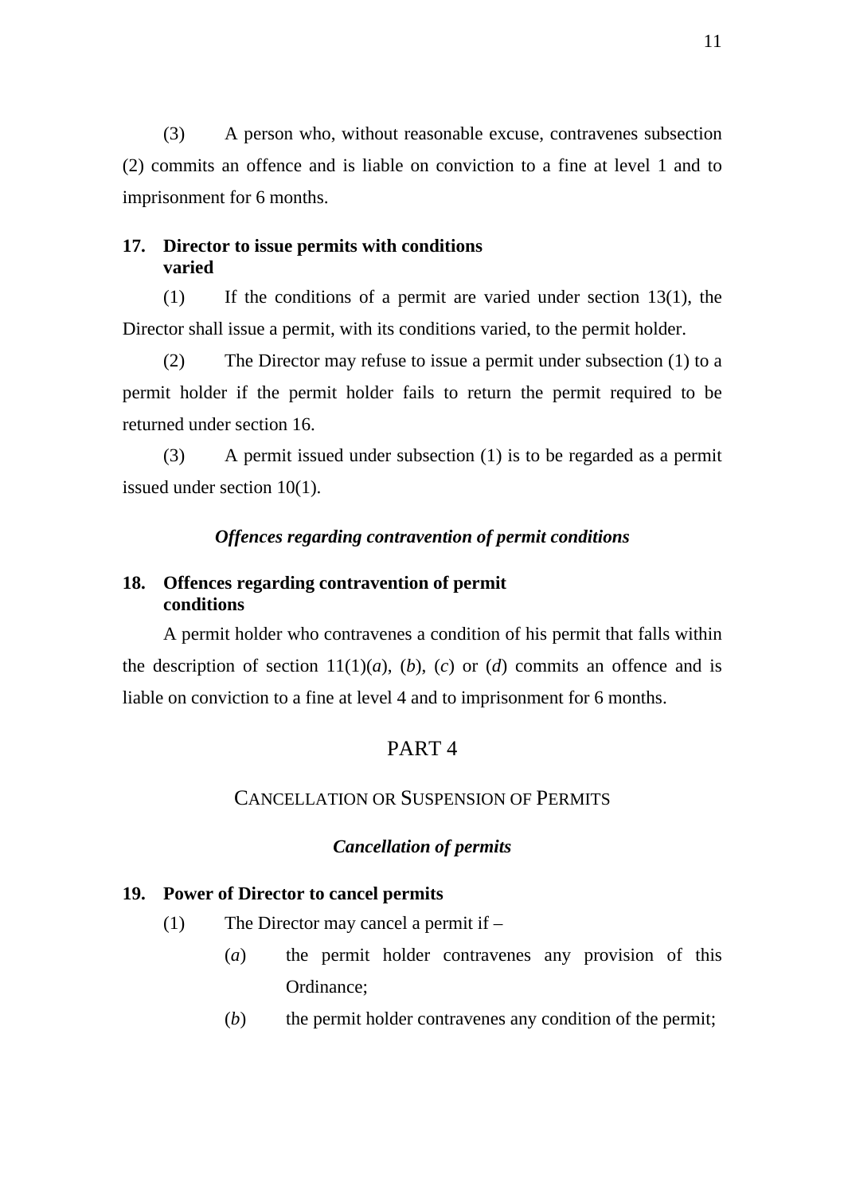(3) A person who, without reasonable excuse, contravenes subsection (2) commits an offence and is liable on conviction to a fine at level 1 and to imprisonment for 6 months.

**17. Director to issue permits with conditions varied**

(1) If the conditions of a permit are varied under section 13(1), the Director shall issue a permit, with its conditions varied, to the permit holder.

(2) The Director may refuse to issue a permit under subsection (1) to a permit holder if the permit holder fails to return the permit required to be returned under section 16.

(3) A permit issued under subsection (1) is to be regarded as a permit issued under section 10(1).

***Offences regarding contravention of permit conditions***

**18. Offences regarding contravention of permit conditions**

A permit holder who contravenes a condition of his permit that falls within the description of section 11(1)(*a*), (*b*), (*c*) or (*d*) commits an offence and is liable on conviction to a fine at level 4 and to imprisonment for 6 months.

## PART 4

## CANCELLATION OR SUSPENSION OF PERMITS

***Cancellation of permits***

**19. Power of Director to cancel permits**

(1) The Director may cancel a permit if –

(*a*) the permit holder contravenes any provision of this Ordinance;

(*b*) the permit holder contravenes any condition of the permit;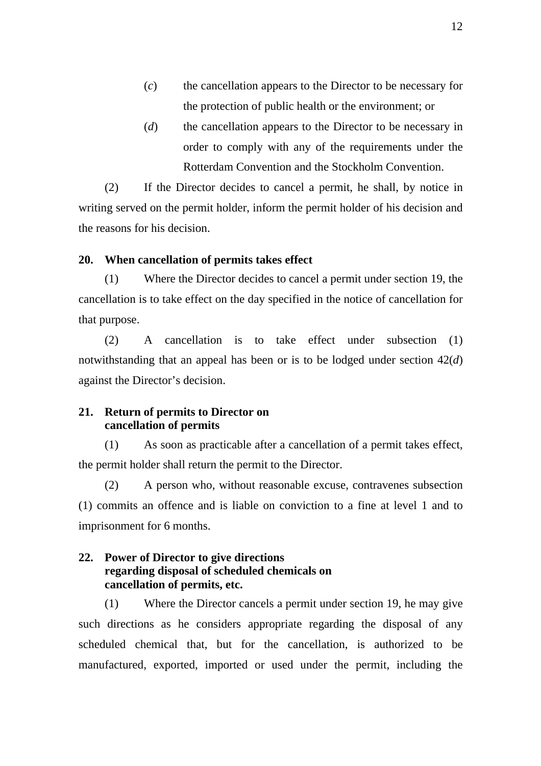(*c*) the cancellation appears to the Director to be necessary for the protection of public health or the environment; or

(*d*) the cancellation appears to the Director to be necessary in order to comply with any of the requirements under the Rotterdam Convention and the Stockholm Convention.

(2) If the Director decides to cancel a permit, he shall, by notice in writing served on the permit holder, inform the permit holder of his decision and the reasons for his decision.

**20. When cancellation of permits takes effect**

(1) Where the Director decides to cancel a permit under section 19, the cancellation is to take effect on the day specified in the notice of cancellation for that purpose.

(2) A cancellation is to take effect under subsection (1) notwithstanding that an appeal has been or is to be lodged under section 42(*d*) against the Director's decision.

**21. Return of permits to Director on cancellation of permits**

(1) As soon as practicable after a cancellation of a permit takes effect, the permit holder shall return the permit to the Director.

(2) A person who, without reasonable excuse, contravenes subsection (1) commits an offence and is liable on conviction to a fine at level 1 and to imprisonment for 6 months.

**22. Power of Director to give directions regarding disposal of scheduled chemicals on cancellation of permits, etc.**

(1) Where the Director cancels a permit under section 19, he may give such directions as he considers appropriate regarding the disposal of any scheduled chemical that, but for the cancellation, is authorized to be manufactured, exported, imported or used under the permit, including the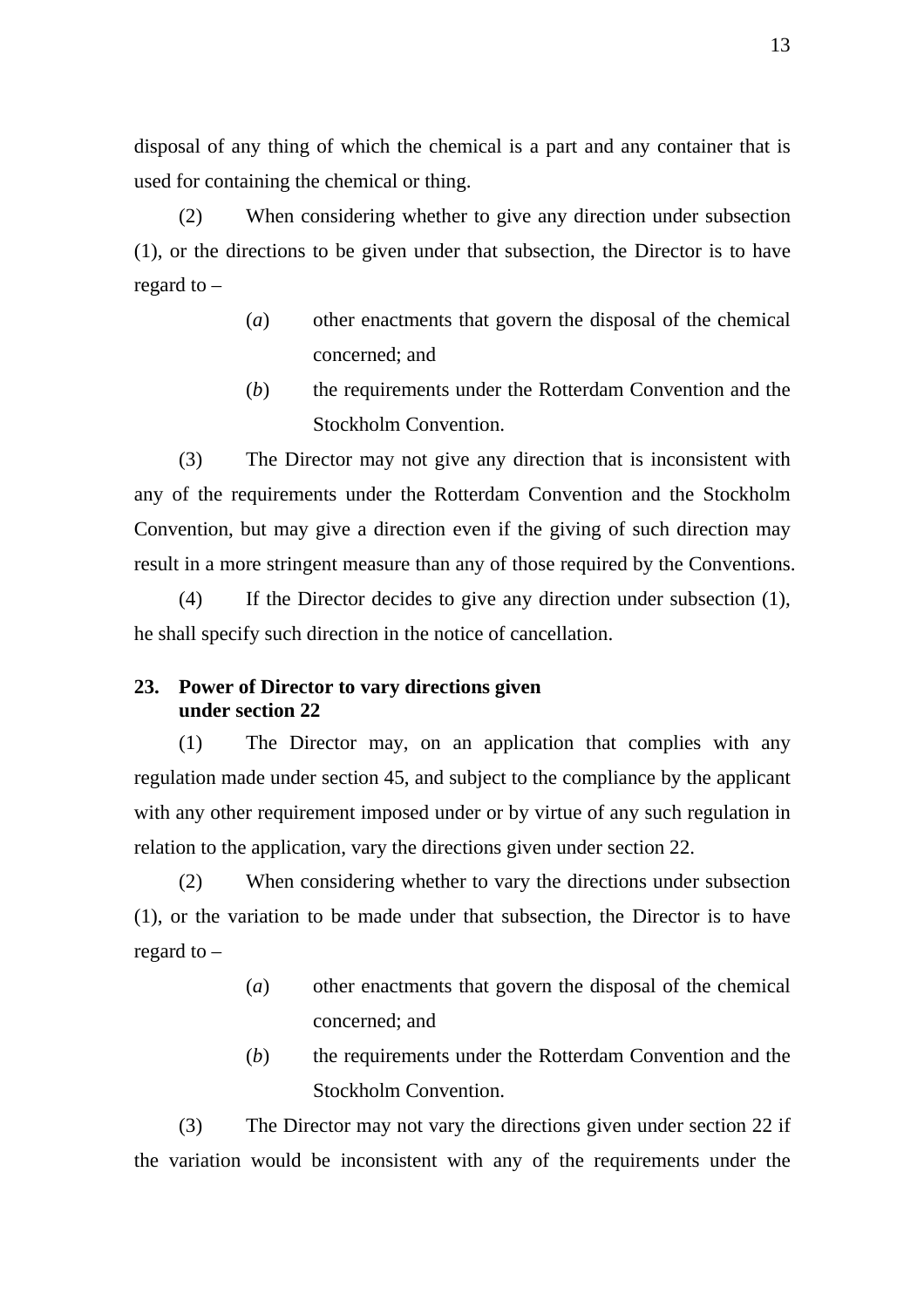disposal of any thing of which the chemical is a part and any container that is used for containing the chemical or thing.

(2) When considering whether to give any direction under subsection (1), or the directions to be given under that subsection, the Director is to have regard to –

(*a*) other enactments that govern the disposal of the chemical concerned; and

(*b*) the requirements under the Rotterdam Convention and the Stockholm Convention.

(3) The Director may not give any direction that is inconsistent with any of the requirements under the Rotterdam Convention and the Stockholm Convention, but may give a direction even if the giving of such direction may result in a more stringent measure than any of those required by the Conventions.

(4) If the Director decides to give any direction under subsection (1), he shall specify such direction in the notice of cancellation.

**23. Power of Director to vary directions given under section 22**

(1) The Director may, on an application that complies with any regulation made under section 45, and subject to the compliance by the applicant with any other requirement imposed under or by virtue of any such regulation in relation to the application, vary the directions given under section 22.

(2) When considering whether to vary the directions under subsection (1), or the variation to be made under that subsection, the Director is to have regard to –

(*a*) other enactments that govern the disposal of the chemical concerned; and

(*b*) the requirements under the Rotterdam Convention and the Stockholm Convention.

(3) The Director may not vary the directions given under section 22 if the variation would be inconsistent with any of the requirements under the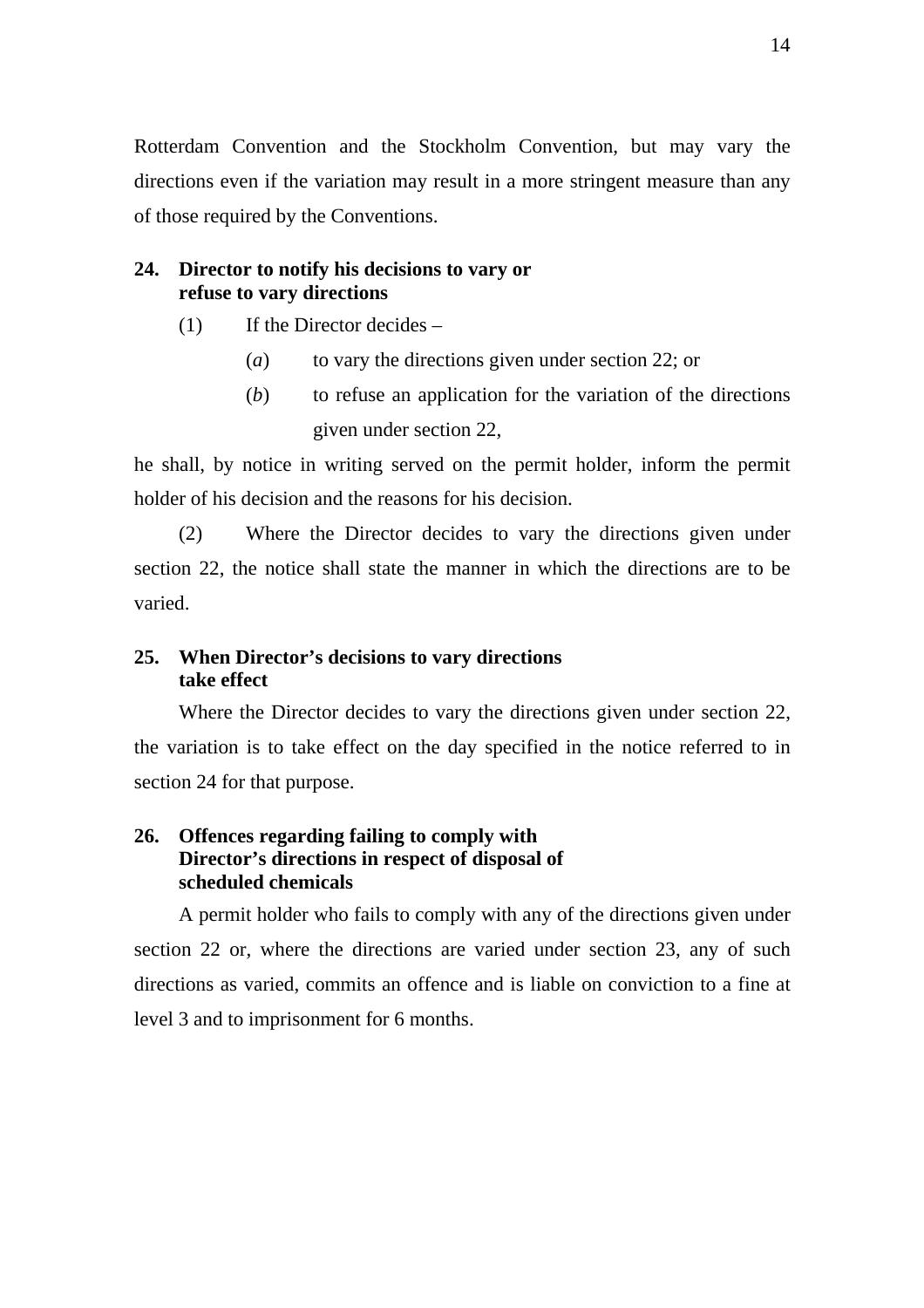Rotterdam Convention and the Stockholm Convention, but may vary the directions even if the variation may result in a more stringent measure than any of those required by the Conventions.

**24. Director to notify his decisions to vary or refuse to vary directions**

(1) If the Director decides –

(*a*) to vary the directions given under section 22; or

(*b*) to refuse an application for the variation of the directions given under section 22,

he shall, by notice in writing served on the permit holder, inform the permit holder of his decision and the reasons for his decision.

(2) Where the Director decides to vary the directions given under section 22, the notice shall state the manner in which the directions are to be varied.

**25. When Director's decisions to vary directions take effect**

Where the Director decides to vary the directions given under section 22, the variation is to take effect on the day specified in the notice referred to in section 24 for that purpose.

**26. Offences regarding failing to comply with Director's directions in respect of disposal of scheduled chemicals**

A permit holder who fails to comply with any of the directions given under section 22 or, where the directions are varied under section 23, any of such directions as varied, commits an offence and is liable on conviction to a fine at level 3 and to imprisonment for 6 months.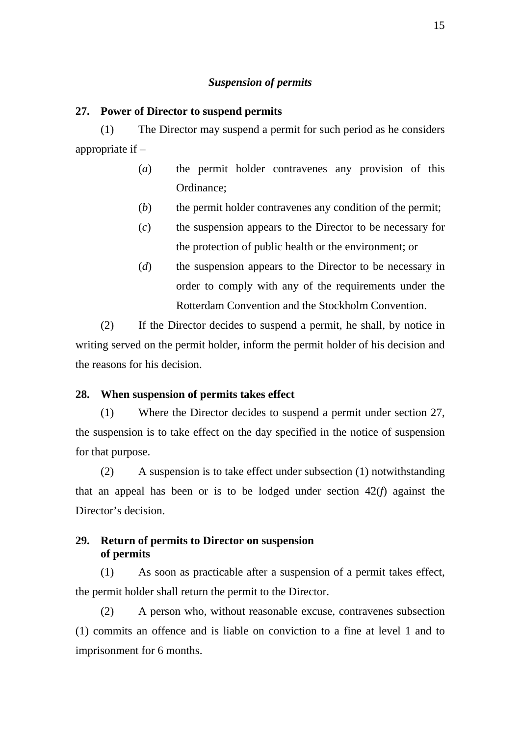*Suspension of permits*

**27. Power of Director to suspend permits**

(1) The Director may suspend a permit for such period as he considers appropriate if –

(*a*) the permit holder contravenes any provision of this Ordinance;

(*b*) the permit holder contravenes any condition of the permit;

(*c*) the suspension appears to the Director to be necessary for the protection of public health or the environment; or

(*d*) the suspension appears to the Director to be necessary in order to comply with any of the requirements under the Rotterdam Convention and the Stockholm Convention.

(2) If the Director decides to suspend a permit, he shall, by notice in writing served on the permit holder, inform the permit holder of his decision and the reasons for his decision.

**28. When suspension of permits takes effect**

(1) Where the Director decides to suspend a permit under section 27, the suspension is to take effect on the day specified in the notice of suspension for that purpose.

(2) A suspension is to take effect under subsection (1) notwithstanding that an appeal has been or is to be lodged under section 42(*f*) against the Director's decision.

**29. Return of permits to Director on suspension of permits**

(1) As soon as practicable after a suspension of a permit takes effect, the permit holder shall return the permit to the Director.

(2) A person who, without reasonable excuse, contravenes subsection (1) commits an offence and is liable on conviction to a fine at level 1 and to imprisonment for 6 months.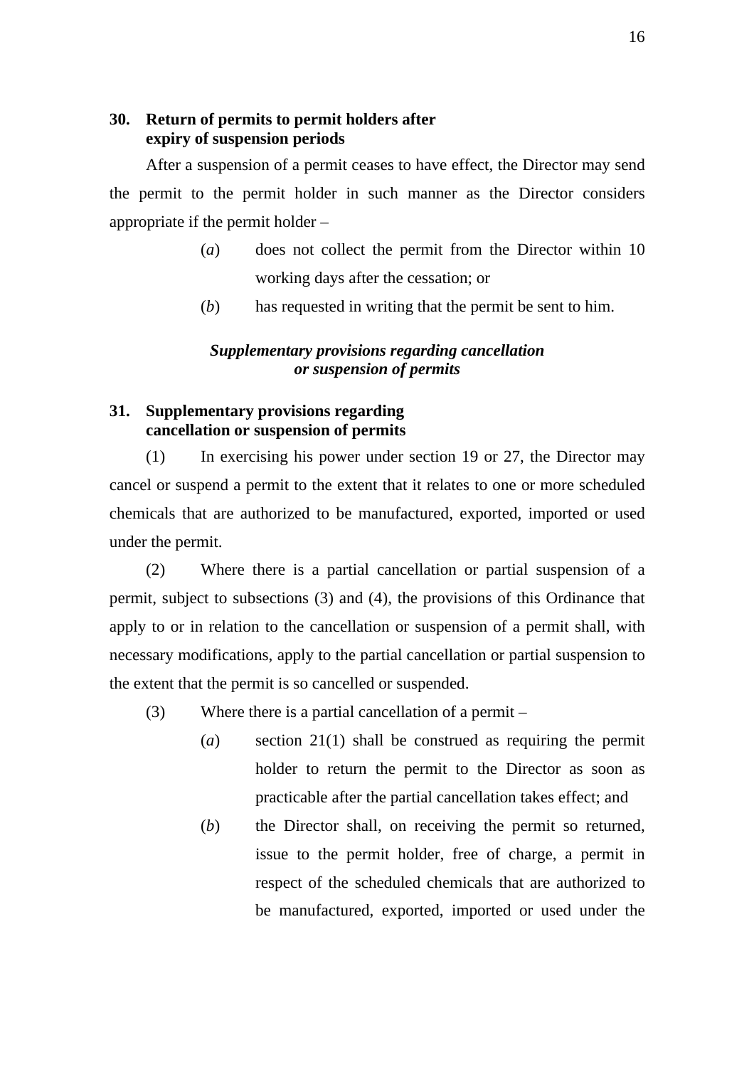**30. Return of permits to permit holders after expiry of suspension periods**

After a suspension of a permit ceases to have effect, the Director may send the permit to the permit holder in such manner as the Director considers appropriate if the permit holder –

(*a*) does not collect the permit from the Director within 10 working days after the cessation; or

(*b*) has requested in writing that the permit be sent to him.

***Supplementary provisions regarding cancellation or suspension of permits***

**31. Supplementary provisions regarding cancellation or suspension of permits**

(1) In exercising his power under section 19 or 27, the Director may cancel or suspend a permit to the extent that it relates to one or more scheduled chemicals that are authorized to be manufactured, exported, imported or used under the permit.

(2) Where there is a partial cancellation or partial suspension of a permit, subject to subsections (3) and (4), the provisions of this Ordinance that apply to or in relation to the cancellation or suspension of a permit shall, with necessary modifications, apply to the partial cancellation or partial suspension to the extent that the permit is so cancelled or suspended.

(3) Where there is a partial cancellation of a permit –

(*a*) section 21(1) shall be construed as requiring the permit holder to return the permit to the Director as soon as practicable after the partial cancellation takes effect; and

(*b*) the Director shall, on receiving the permit so returned, issue to the permit holder, free of charge, a permit in respect of the scheduled chemicals that are authorized to be manufactured, exported, imported or used under the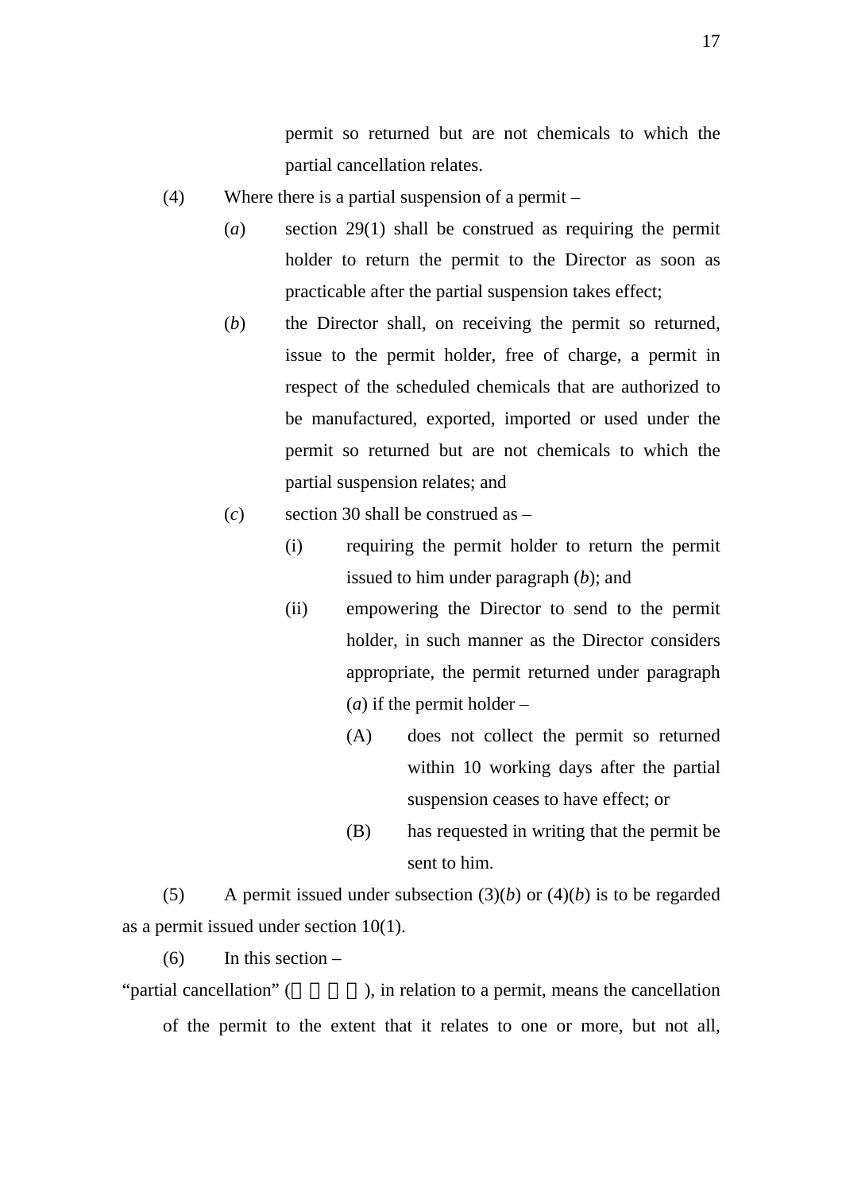permit so returned but are not chemicals to which the partial cancellation relates.

(4) Where there is a partial suspension of a permit –

(*a*) section 29(1) shall be construed as requiring the permit holder to return the permit to the Director as soon as practicable after the partial suspension takes effect;

(*b*) the Director shall, on receiving the permit so returned, issue to the permit holder, free of charge, a permit in respect of the scheduled chemicals that are authorized to be manufactured, exported, imported or used under the permit so returned but are not chemicals to which the partial suspension relates; and

(*c*) section 30 shall be construed as –

(i) requiring the permit holder to return the permit issued to him under paragraph (*b*); and

(ii) empowering the Director to send to the permit holder, in such manner as the Director considers appropriate, the permit returned under paragraph (*a*) if the permit holder –

(A) does not collect the permit so returned within 10 working days after the partial suspension ceases to have effect; or

(B) has requested in writing that the permit be sent to him.

(5) A permit issued under subsection (3)(*b*) or (4)(*b*) is to be regarded as a permit issued under section 10(1).

(6) In this section –

"partial cancellation" (部分取消), in relation to a permit, means the cancellation of the permit to the extent that it relates to one or more, but not all,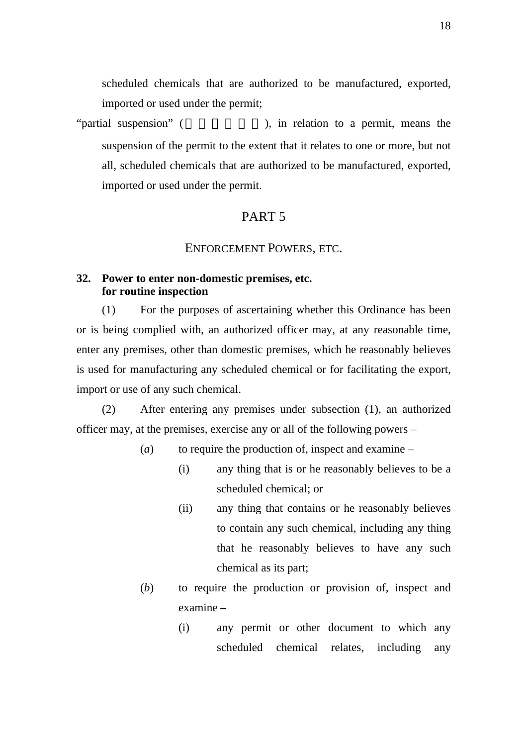scheduled chemicals that are authorized to be manufactured, exported, imported or used under the permit;

"partial suspension" (　　　　　　), in relation to a permit, means the suspension of the permit to the extent that it relates to one or more, but not all, scheduled chemicals that are authorized to be manufactured, exported, imported or used under the permit.

## PART 5

## ENFORCEMENT POWERS, ETC.

### 32. Power to enter non-domestic premises, etc. for routine inspection

(1) For the purposes of ascertaining whether this Ordinance has been or is being complied with, an authorized officer may, at any reasonable time, enter any premises, other than domestic premises, which he reasonably believes is used for manufacturing any scheduled chemical or for facilitating the export, import or use of any such chemical.

(2) After entering any premises under subsection (1), an authorized officer may, at the premises, exercise any or all of the following powers –

(*a*) to require the production of, inspect and examine –

(i) any thing that is or he reasonably believes to be a scheduled chemical; or

(ii) any thing that contains or he reasonably believes to contain any such chemical, including any thing that he reasonably believes to have any such chemical as its part;

(*b*) to require the production or provision of, inspect and examine –

(i) any permit or other document to which any scheduled chemical relates, including any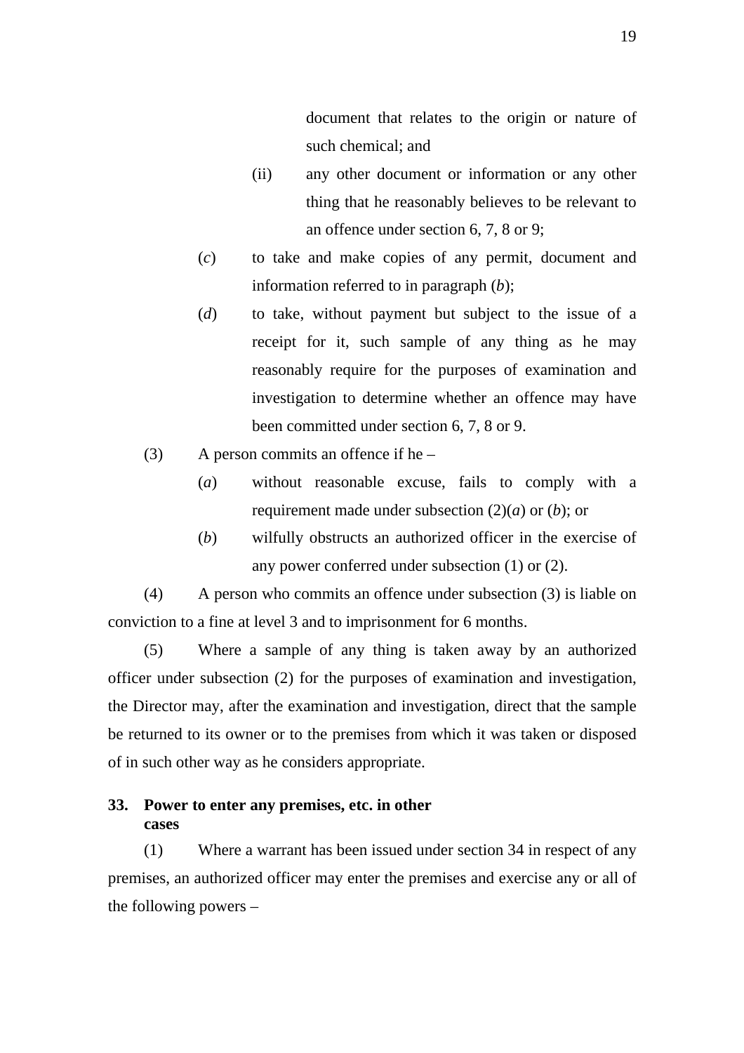document that relates to the origin or nature of such chemical; and

(ii) any other document or information or any other thing that he reasonably believes to be relevant to an offence under section 6, 7, 8 or 9;

(*c*) to take and make copies of any permit, document and information referred to in paragraph (*b*);

(*d*) to take, without payment but subject to the issue of a receipt for it, such sample of any thing as he may reasonably require for the purposes of examination and investigation to determine whether an offence may have been committed under section 6, 7, 8 or 9.

(3) A person commits an offence if he –

(*a*) without reasonable excuse, fails to comply with a requirement made under subsection (2)(*a*) or (*b*); or

(*b*) wilfully obstructs an authorized officer in the exercise of any power conferred under subsection (1) or (2).

(4) A person who commits an offence under subsection (3) is liable on conviction to a fine at level 3 and to imprisonment for 6 months.

(5) Where a sample of any thing is taken away by an authorized officer under subsection (2) for the purposes of examination and investigation, the Director may, after the examination and investigation, direct that the sample be returned to its owner or to the premises from which it was taken or disposed of in such other way as he considers appropriate.

**33. Power to enter any premises, etc. in other cases**

(1) Where a warrant has been issued under section 34 in respect of any premises, an authorized officer may enter the premises and exercise any or all of the following powers –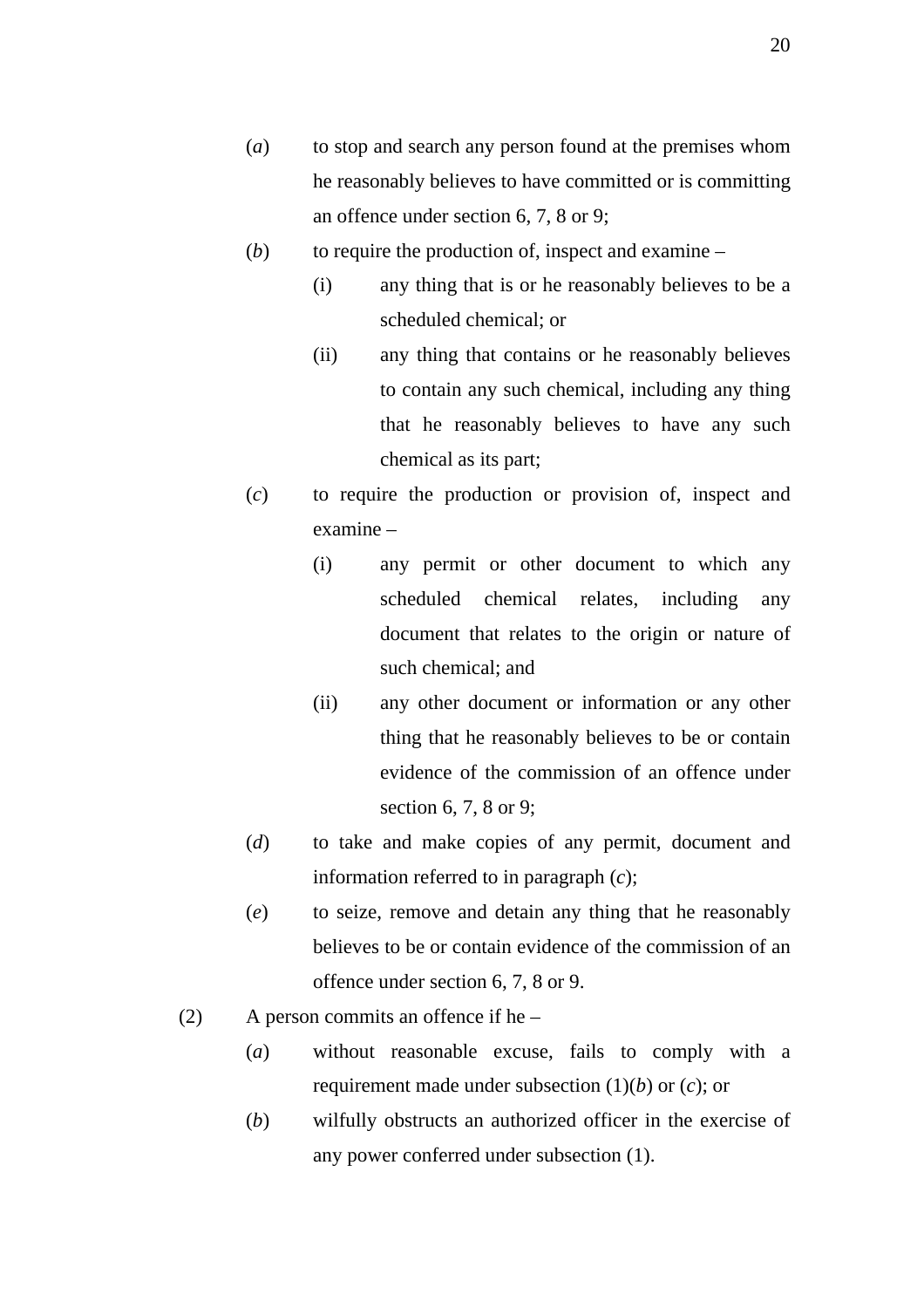(*a*) to stop and search any person found at the premises whom he reasonably believes to have committed or is committing an offence under section 6, 7, 8 or 9;

(*b*) to require the production of, inspect and examine –

  (i) any thing that is or he reasonably believes to be a scheduled chemical; or

  (ii) any thing that contains or he reasonably believes to contain any such chemical, including any thing that he reasonably believes to have any such chemical as its part;

(*c*) to require the production or provision of, inspect and examine –

  (i) any permit or other document to which any scheduled chemical relates, including any document that relates to the origin or nature of such chemical; and

  (ii) any other document or information or any other thing that he reasonably believes to be or contain evidence of the commission of an offence under section 6, 7, 8 or 9;

(*d*) to take and make copies of any permit, document and information referred to in paragraph (*c*);

(*e*) to seize, remove and detain any thing that he reasonably believes to be or contain evidence of the commission of an offence under section 6, 7, 8 or 9.

(2) A person commits an offence if he –

(*a*) without reasonable excuse, fails to comply with a requirement made under subsection (1)(*b*) or (*c*); or

(*b*) wilfully obstructs an authorized officer in the exercise of any power conferred under subsection (1).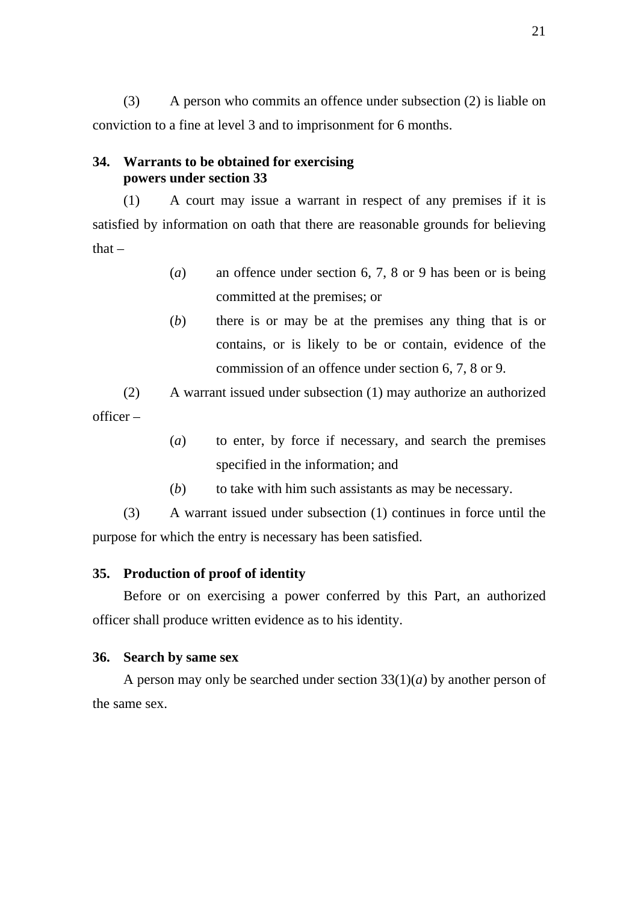(3) A person who commits an offence under subsection (2) is liable on conviction to a fine at level 3 and to imprisonment for 6 months.

**34. Warrants to be obtained for exercising powers under section 33**

(1) A court may issue a warrant in respect of any premises if it is satisfied by information on oath that there are reasonable grounds for believing that –

(*a*) an offence under section 6, 7, 8 or 9 has been or is being committed at the premises; or

(*b*) there is or may be at the premises any thing that is or contains, or is likely to be or contain, evidence of the commission of an offence under section 6, 7, 8 or 9.

(2) A warrant issued under subsection (1) may authorize an authorized officer –

(*a*) to enter, by force if necessary, and search the premises specified in the information; and

(*b*) to take with him such assistants as may be necessary.

(3) A warrant issued under subsection (1) continues in force until the purpose for which the entry is necessary has been satisfied.

**35. Production of proof of identity**

Before or on exercising a power conferred by this Part, an authorized officer shall produce written evidence as to his identity.

**36. Search by same sex**

A person may only be searched under section 33(1)(*a*) by another person of the same sex.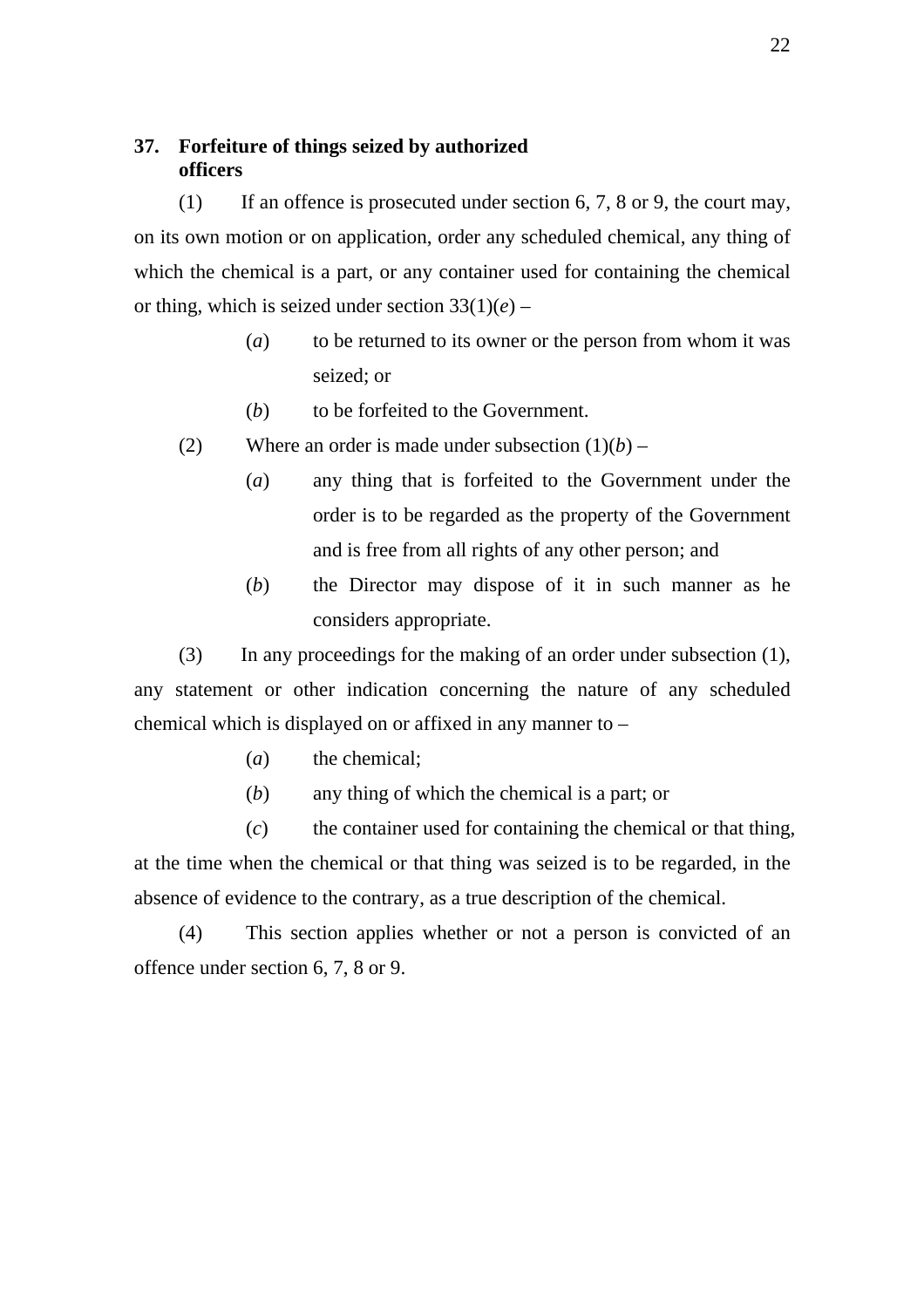### 37. Forfeiture of things seized by authorized officers

(1) If an offence is prosecuted under section 6, 7, 8 or 9, the court may, on its own motion or on application, order any scheduled chemical, any thing of which the chemical is a part, or any container used for containing the chemical or thing, which is seized under section 33(1)(*e*) –

(*a*) to be returned to its owner or the person from whom it was seized; or

(*b*) to be forfeited to the Government.

(2) Where an order is made under subsection (1)(*b*) –

(*a*) any thing that is forfeited to the Government under the order is to be regarded as the property of the Government and is free from all rights of any other person; and

(*b*) the Director may dispose of it in such manner as he considers appropriate.

(3) In any proceedings for the making of an order under subsection (1), any statement or other indication concerning the nature of any scheduled chemical which is displayed on or affixed in any manner to –

(*a*) the chemical;

(*b*) any thing of which the chemical is a part; or

(*c*) the container used for containing the chemical or that thing,

at the time when the chemical or that thing was seized is to be regarded, in the absence of evidence to the contrary, as a true description of the chemical.

(4) This section applies whether or not a person is convicted of an offence under section 6, 7, 8 or 9.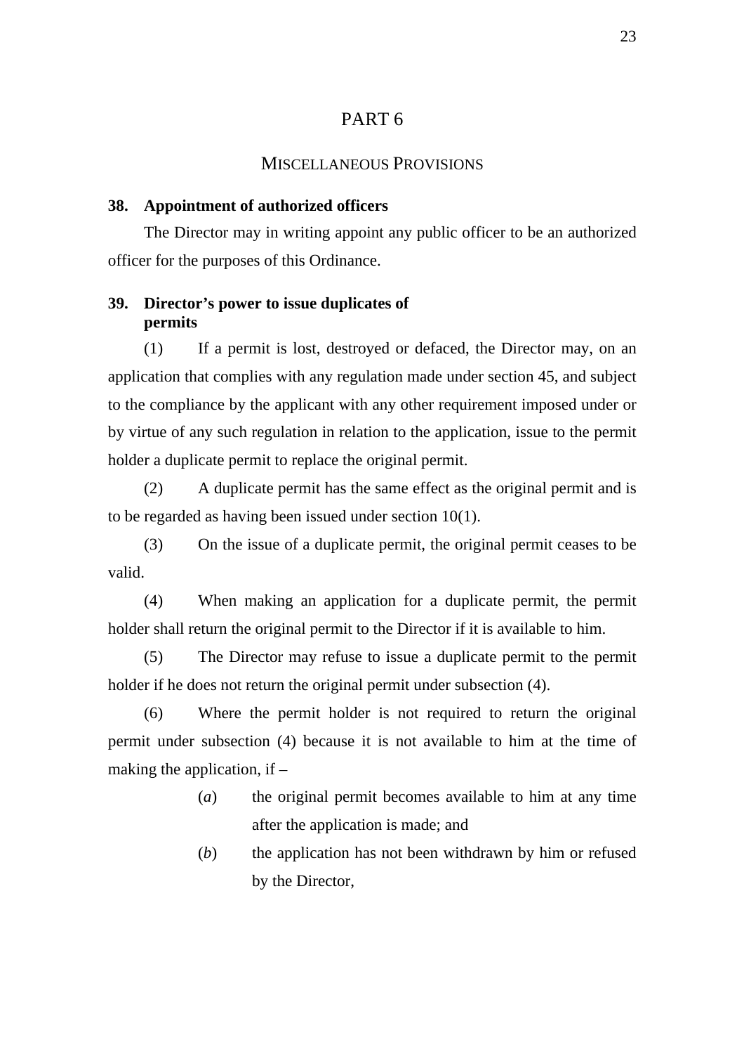# PART 6

## MISCELLANEOUS PROVISIONS

**38. Appointment of authorized officers**

The Director may in writing appoint any public officer to be an authorized officer for the purposes of this Ordinance.

**39. Director's power to issue duplicates of permits**

(1) If a permit is lost, destroyed or defaced, the Director may, on an application that complies with any regulation made under section 45, and subject to the compliance by the applicant with any other requirement imposed under or by virtue of any such regulation in relation to the application, issue to the permit holder a duplicate permit to replace the original permit.

(2) A duplicate permit has the same effect as the original permit and is to be regarded as having been issued under section 10(1).

(3) On the issue of a duplicate permit, the original permit ceases to be valid.

(4) When making an application for a duplicate permit, the permit holder shall return the original permit to the Director if it is available to him.

(5) The Director may refuse to issue a duplicate permit to the permit holder if he does not return the original permit under subsection (4).

(6) Where the permit holder is not required to return the original permit under subsection (4) because it is not available to him at the time of making the application, if –

(*a*) the original permit becomes available to him at any time after the application is made; and

(*b*) the application has not been withdrawn by him or refused by the Director,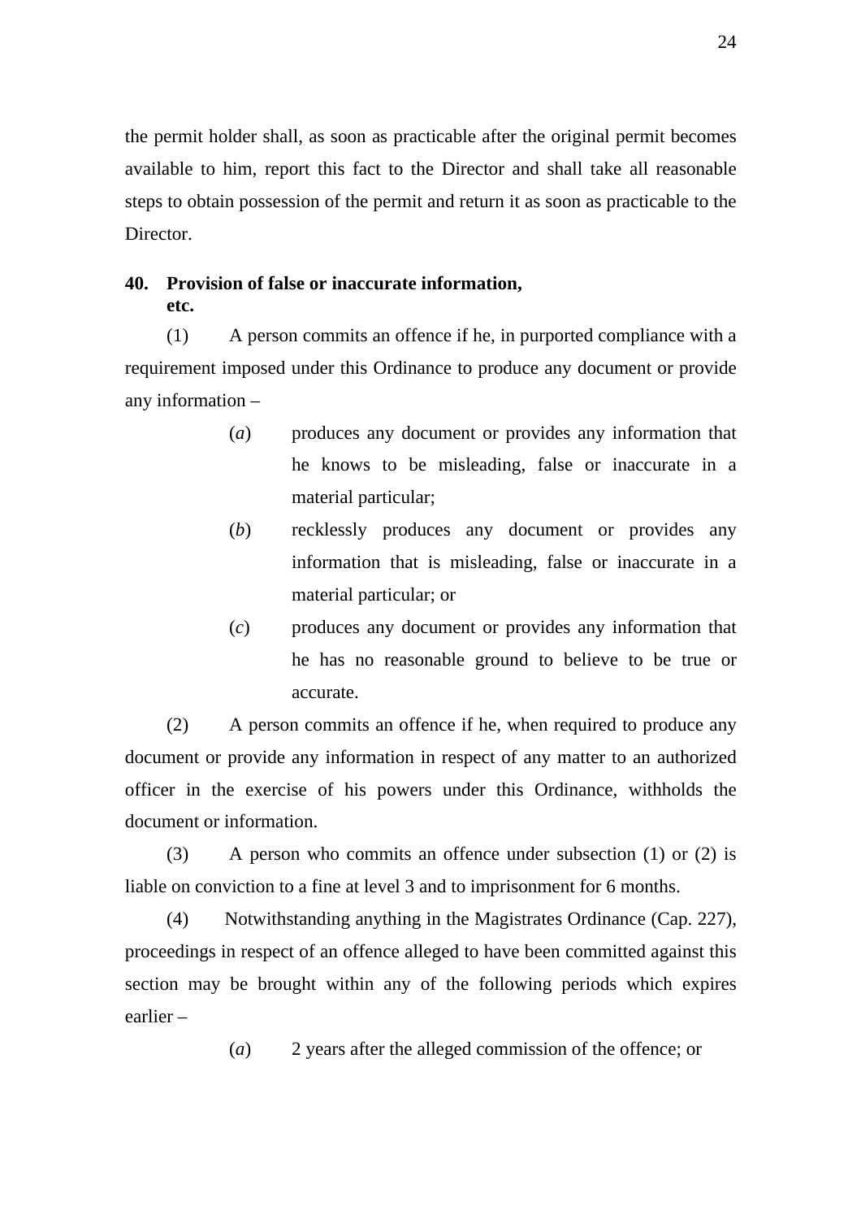the permit holder shall, as soon as practicable after the original permit becomes available to him, report this fact to the Director and shall take all reasonable steps to obtain possession of the permit and return it as soon as practicable to the Director.

**40. Provision of false or inaccurate information, etc.**

(1) A person commits an offence if he, in purported compliance with a requirement imposed under this Ordinance to produce any document or provide any information –

(*a*) produces any document or provides any information that he knows to be misleading, false or inaccurate in a material particular;

(*b*) recklessly produces any document or provides any information that is misleading, false or inaccurate in a material particular; or

(*c*) produces any document or provides any information that he has no reasonable ground to believe to be true or accurate.

(2) A person commits an offence if he, when required to produce any document or provide any information in respect of any matter to an authorized officer in the exercise of his powers under this Ordinance, withholds the document or information.

(3) A person who commits an offence under subsection (1) or (2) is liable on conviction to a fine at level 3 and to imprisonment for 6 months.

(4) Notwithstanding anything in the Magistrates Ordinance (Cap. 227), proceedings in respect of an offence alleged to have been committed against this section may be brought within any of the following periods which expires earlier –

(*a*) 2 years after the alleged commission of the offence; or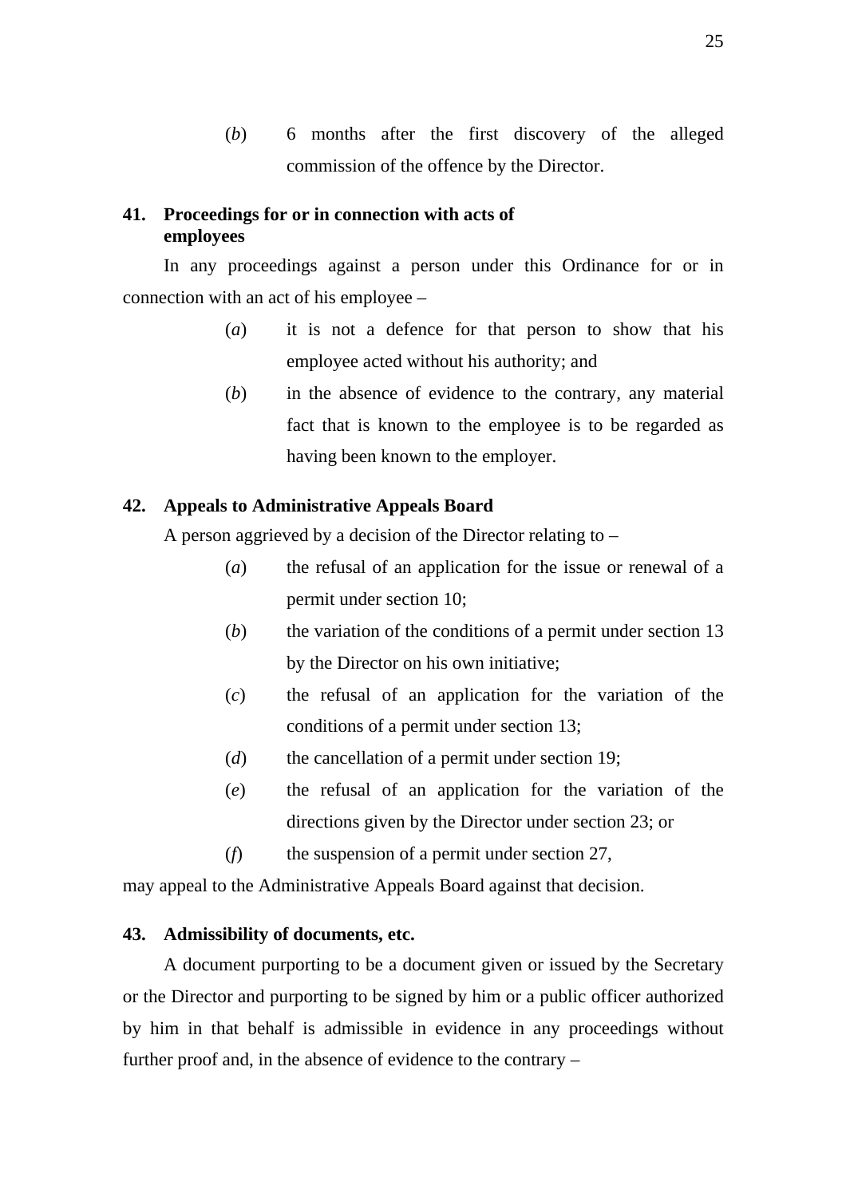(*b*) 6 months after the first discovery of the alleged commission of the offence by the Director.

**41. Proceedings for or in connection with acts of employees**

In any proceedings against a person under this Ordinance for or in connection with an act of his employee –

(*a*) it is not a defence for that person to show that his employee acted without his authority; and

(*b*) in the absence of evidence to the contrary, any material fact that is known to the employee is to be regarded as having been known to the employer.

**42. Appeals to Administrative Appeals Board**

A person aggrieved by a decision of the Director relating to –

(*a*) the refusal of an application for the issue or renewal of a permit under section 10;

(*b*) the variation of the conditions of a permit under section 13 by the Director on his own initiative;

(*c*) the refusal of an application for the variation of the conditions of a permit under section 13;

(*d*) the cancellation of a permit under section 19;

(*e*) the refusal of an application for the variation of the directions given by the Director under section 23; or

(*f*) the suspension of a permit under section 27,

may appeal to the Administrative Appeals Board against that decision.

**43. Admissibility of documents, etc.**

A document purporting to be a document given or issued by the Secretary or the Director and purporting to be signed by him or a public officer authorized by him in that behalf is admissible in evidence in any proceedings without further proof and, in the absence of evidence to the contrary –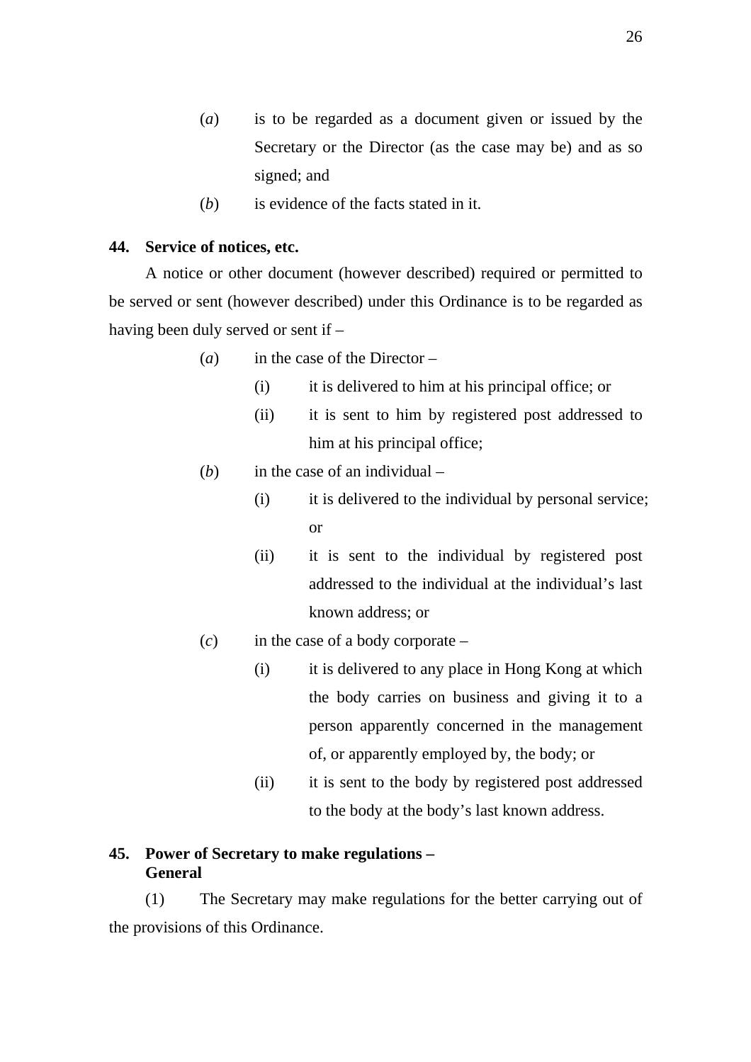(*a*) is to be regarded as a document given or issued by the Secretary or the Director (as the case may be) and as so signed; and

(*b*) is evidence of the facts stated in it.

**44. Service of notices, etc.**

A notice or other document (however described) required or permitted to be served or sent (however described) under this Ordinance is to be regarded as having been duly served or sent if –

(*a*) in the case of the Director –

(i) it is delivered to him at his principal office; or

(ii) it is sent to him by registered post addressed to him at his principal office;

(*b*) in the case of an individual –

(i) it is delivered to the individual by personal service; or

(ii) it is sent to the individual by registered post addressed to the individual at the individual's last known address; or

(*c*) in the case of a body corporate –

(i) it is delivered to any place in Hong Kong at which the body carries on business and giving it to a person apparently concerned in the management of, or apparently employed by, the body; or

(ii) it is sent to the body by registered post addressed to the body at the body's last known address.

**45. Power of Secretary to make regulations – General**

(1) The Secretary may make regulations for the better carrying out of the provisions of this Ordinance.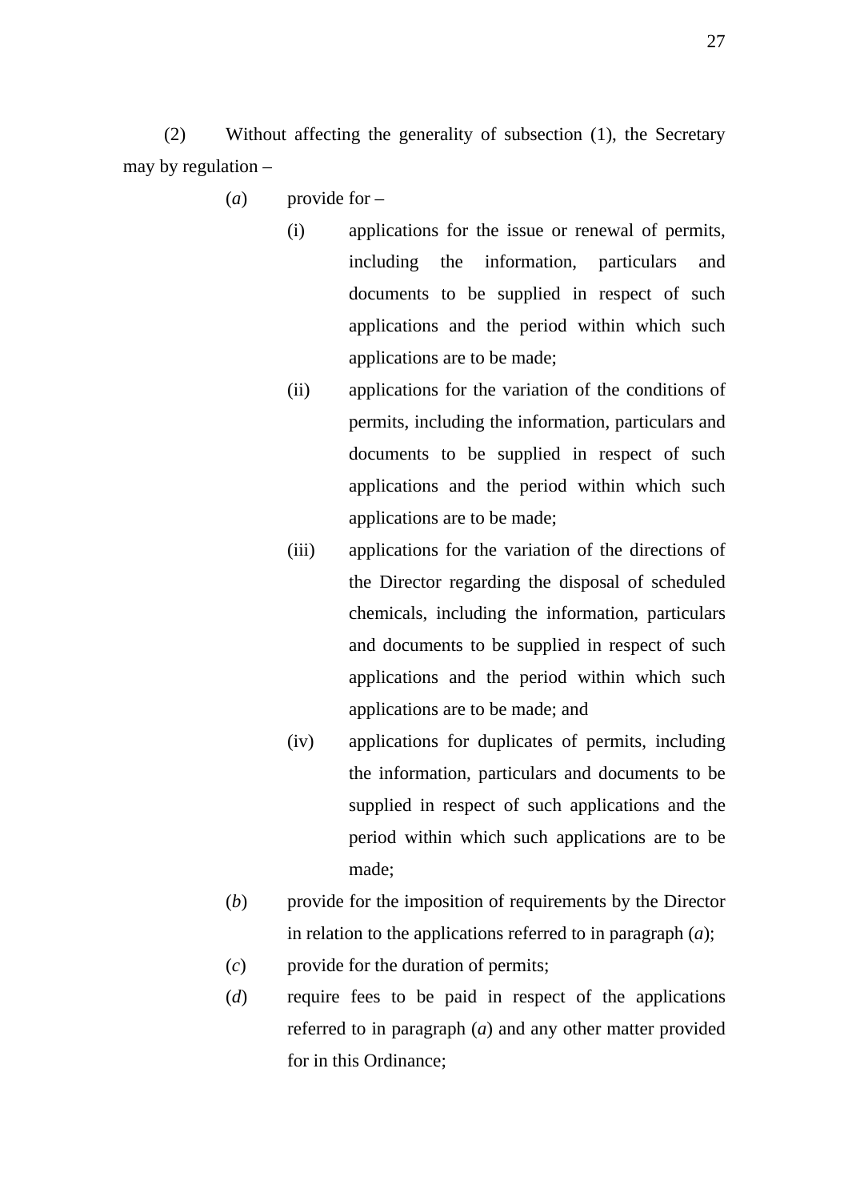(2) Without affecting the generality of subsection (1), the Secretary may by regulation –

(*a*) provide for –

(i) applications for the issue or renewal of permits, including the information, particulars and documents to be supplied in respect of such applications and the period within which such applications are to be made;

(ii) applications for the variation of the conditions of permits, including the information, particulars and documents to be supplied in respect of such applications and the period within which such applications are to be made;

(iii) applications for the variation of the directions of the Director regarding the disposal of scheduled chemicals, including the information, particulars and documents to be supplied in respect of such applications and the period within which such applications are to be made; and

(iv) applications for duplicates of permits, including the information, particulars and documents to be supplied in respect of such applications and the period within which such applications are to be made;

(*b*) provide for the imposition of requirements by the Director in relation to the applications referred to in paragraph (*a*);

(*c*) provide for the duration of permits;

(*d*) require fees to be paid in respect of the applications referred to in paragraph (*a*) and any other matter provided for in this Ordinance;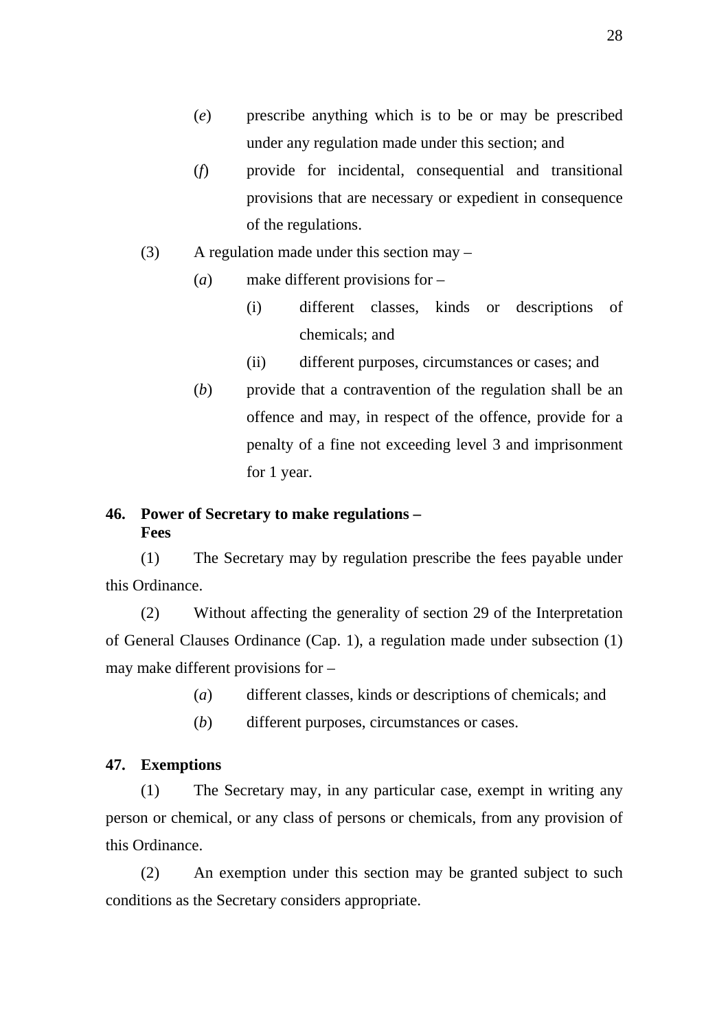(*e*) prescribe anything which is to be or may be prescribed under any regulation made under this section; and

(*f*) provide for incidental, consequential and transitional provisions that are necessary or expedient in consequence of the regulations.

(3) A regulation made under this section may –

(*a*) make different provisions for –

(i) different classes, kinds or descriptions of chemicals; and

(ii) different purposes, circumstances or cases; and

(*b*) provide that a contravention of the regulation shall be an offence and may, in respect of the offence, provide for a penalty of a fine not exceeding level 3 and imprisonment for 1 year.

**46. Power of Secretary to make regulations – Fees**

(1) The Secretary may by regulation prescribe the fees payable under this Ordinance.

(2) Without affecting the generality of section 29 of the Interpretation of General Clauses Ordinance (Cap. 1), a regulation made under subsection (1) may make different provisions for –

(*a*) different classes, kinds or descriptions of chemicals; and

(*b*) different purposes, circumstances or cases.

**47. Exemptions**

(1) The Secretary may, in any particular case, exempt in writing any person or chemical, or any class of persons or chemicals, from any provision of this Ordinance.

(2) An exemption under this section may be granted subject to such conditions as the Secretary considers appropriate.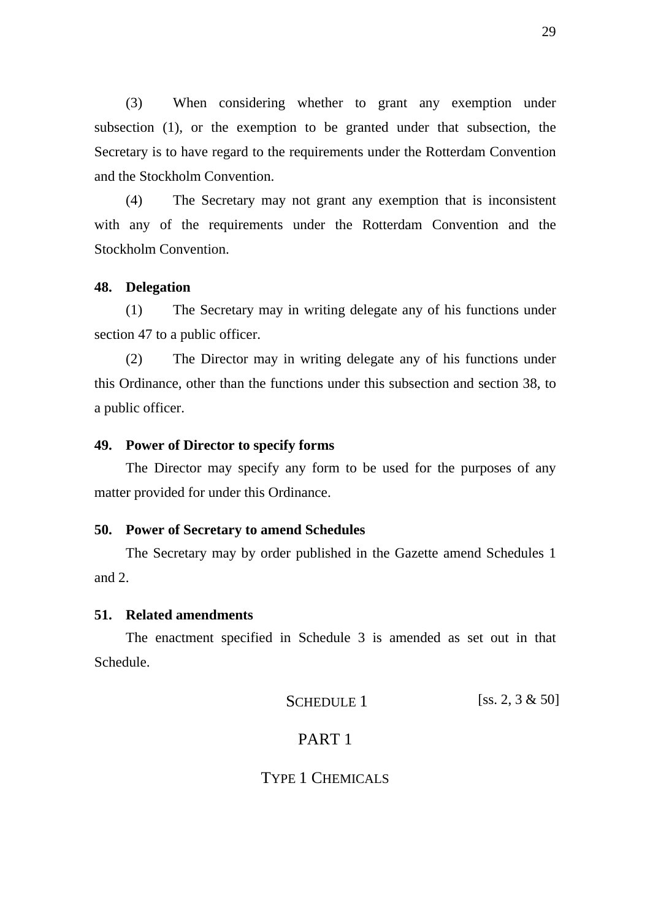(3) When considering whether to grant any exemption under subsection (1), or the exemption to be granted under that subsection, the Secretary is to have regard to the requirements under the Rotterdam Convention and the Stockholm Convention.

(4) The Secretary may not grant any exemption that is inconsistent with any of the requirements under the Rotterdam Convention and the Stockholm Convention.

**48. Delegation**

(1) The Secretary may in writing delegate any of his functions under section 47 to a public officer.

(2) The Director may in writing delegate any of his functions under this Ordinance, other than the functions under this subsection and section 38, to a public officer.

**49. Power of Director to specify forms**

The Director may specify any form to be used for the purposes of any matter provided for under this Ordinance.

**50. Power of Secretary to amend Schedules**

The Secretary may by order published in the Gazette amend Schedules 1 and 2.

**51. Related amendments**

The enactment specified in Schedule 3 is amended as set out in that Schedule.

## SCHEDULE 1 [ss. 2, 3 & 50]

## PART 1

## TYPE 1 CHEMICALS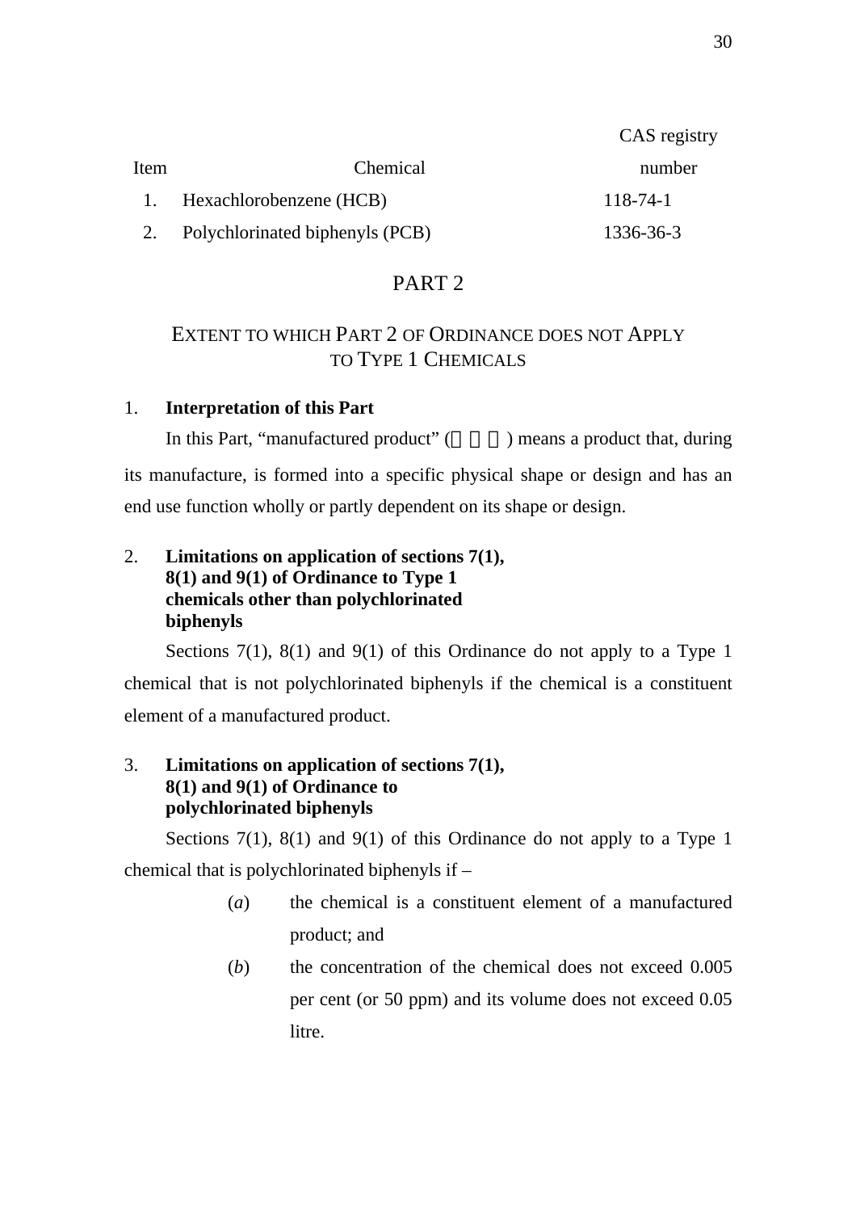| Item | Chemical | CAS registry number |
|---|---|---|
| 1. | Hexachlorobenzene (HCB) | 118-74-1 |
| 2. | Polychlorinated biphenyls (PCB) | 1336-36-3 |

## PART 2

## EXTENT TO WHICH PART 2 OF ORDINANCE DOES NOT APPLY TO TYPE 1 CHEMICALS

1. **Interpretation of this Part**

In this Part, “manufactured product” (製成品) means a product that, during its manufacture, is formed into a specific physical shape or design and has an end use function wholly or partly dependent on its shape or design.

2. **Limitations on application of sections 7(1), 8(1) and 9(1) of Ordinance to Type 1 chemicals other than polychlorinated biphenyls**

Sections 7(1), 8(1) and 9(1) of this Ordinance do not apply to a Type 1 chemical that is not polychlorinated biphenyls if the chemical is a constituent element of a manufactured product.

3. **Limitations on application of sections 7(1), 8(1) and 9(1) of Ordinance to polychlorinated biphenyls**

Sections 7(1), 8(1) and 9(1) of this Ordinance do not apply to a Type 1 chemical that is polychlorinated biphenyls if –

(*a*) the chemical is a constituent element of a manufactured product; and

(*b*) the concentration of the chemical does not exceed 0.005 per cent (or 50 ppm) and its volume does not exceed 0.05 litre.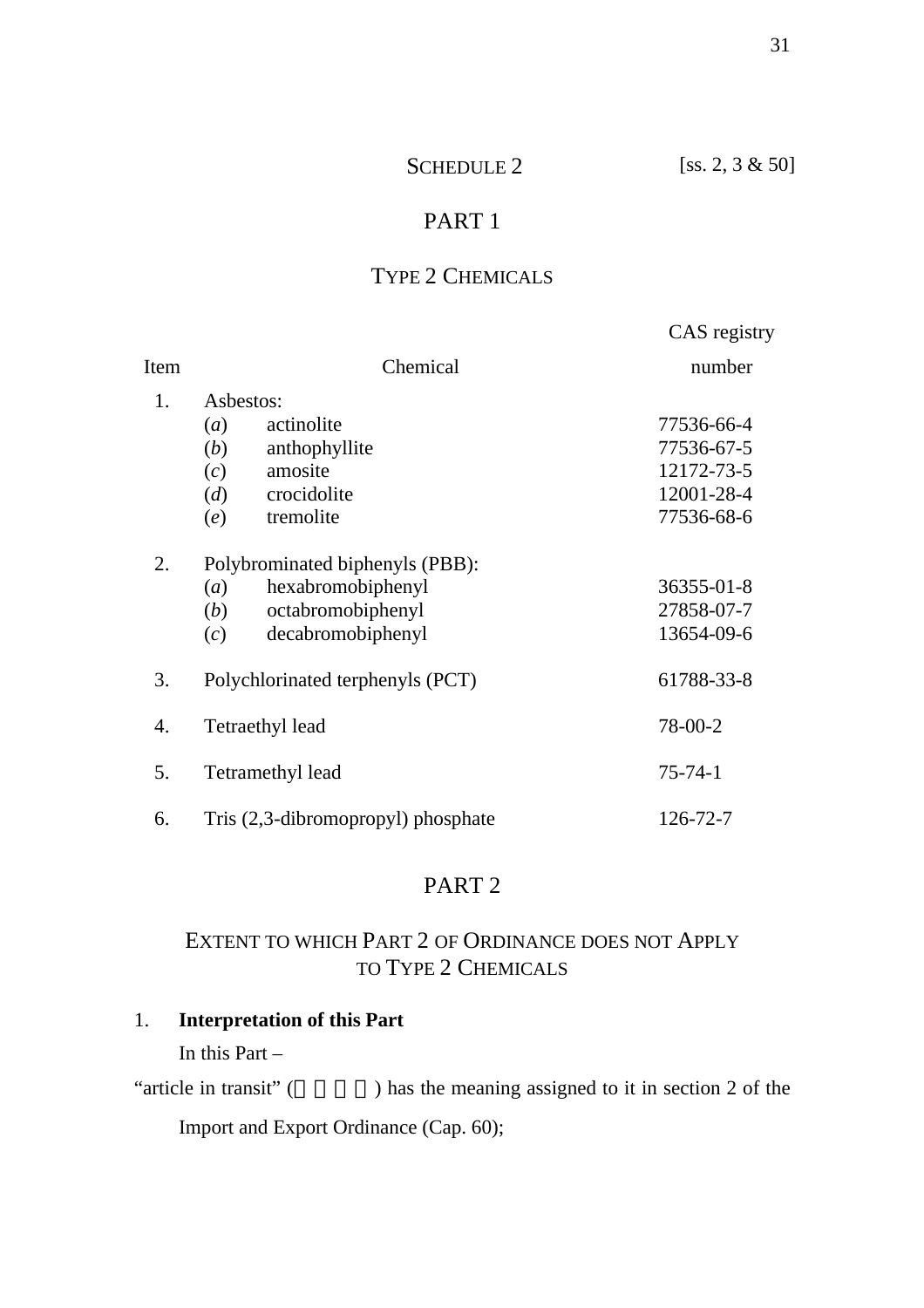# SCHEDULE 2 [ss. 2, 3 & 50]

## PART 1

### TYPE 2 CHEMICALS

| Item | Chemical | CAS registry number |
|---|---|---|
| 1. | Asbestos: | |
| | (*a*) actinolite | 77536-66-4 |
| | (*b*) anthophyllite | 77536-67-5 |
| | (*c*) amosite | 12172-73-5 |
| | (*d*) crocidolite | 12001-28-4 |
| | (*e*) tremolite | 77536-68-6 |
| 2. | Polybrominated biphenyls (PBB): | |
| | (*a*) hexabromobiphenyl | 36355-01-8 |
| | (*b*) octabromobiphenyl | 27858-07-7 |
| | (*c*) decabromobiphenyl | 13654-09-6 |
| 3. | Polychlorinated terphenyls (PCT) | 61788-33-8 |
| 4. | Tetraethyl lead | 78-00-2 |
| 5. | Tetramethyl lead | 75-74-1 |
| 6. | Tris (2,3-dibromopropyl) phosphate | 126-72-7 |

## PART 2

### EXTENT TO WHICH PART 2 OF ORDINANCE DOES NOT APPLY TO TYPE 2 CHEMICALS

1. **Interpretation of this Part**

In this Part –

"article in transit" (　　　　) has the meaning assigned to it in section 2 of the Import and Export Ordinance (Cap. 60);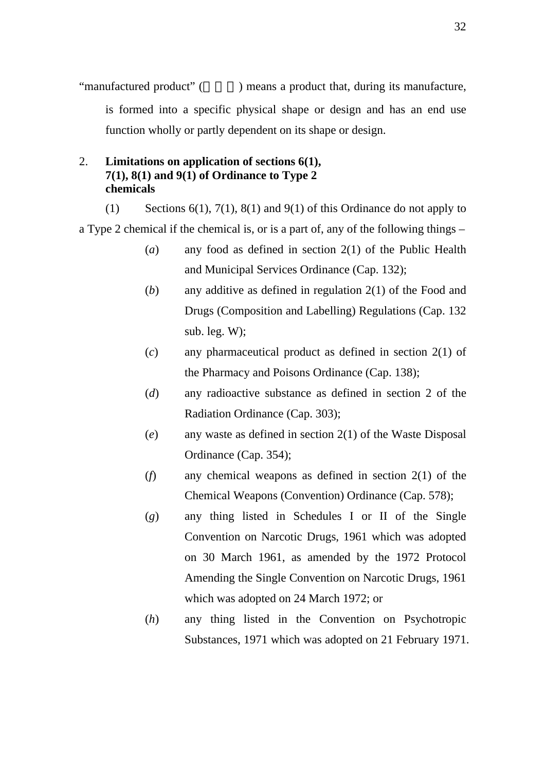"manufactured product" (　　　) means a product that, during its manufacture, is formed into a specific physical shape or design and has an end use function wholly or partly dependent on its shape or design.

2. **Limitations on application of sections 6(1), 7(1), 8(1) and 9(1) of Ordinance to Type 2 chemicals**

(1) Sections 6(1), 7(1), 8(1) and 9(1) of this Ordinance do not apply to a Type 2 chemical if the chemical is, or is a part of, any of the following things –

(*a*) any food as defined in section 2(1) of the Public Health and Municipal Services Ordinance (Cap. 132);

(*b*) any additive as defined in regulation 2(1) of the Food and Drugs (Composition and Labelling) Regulations (Cap. 132 sub. leg. W);

(*c*) any pharmaceutical product as defined in section 2(1) of the Pharmacy and Poisons Ordinance (Cap. 138);

(*d*) any radioactive substance as defined in section 2 of the Radiation Ordinance (Cap. 303);

(*e*) any waste as defined in section 2(1) of the Waste Disposal Ordinance (Cap. 354);

(*f*) any chemical weapons as defined in section 2(1) of the Chemical Weapons (Convention) Ordinance (Cap. 578);

(*g*) any thing listed in Schedules I or II of the Single Convention on Narcotic Drugs, 1961 which was adopted on 30 March 1961, as amended by the 1972 Protocol Amending the Single Convention on Narcotic Drugs, 1961 which was adopted on 24 March 1972; or

(*h*) any thing listed in the Convention on Psychotropic Substances, 1971 which was adopted on 21 February 1971.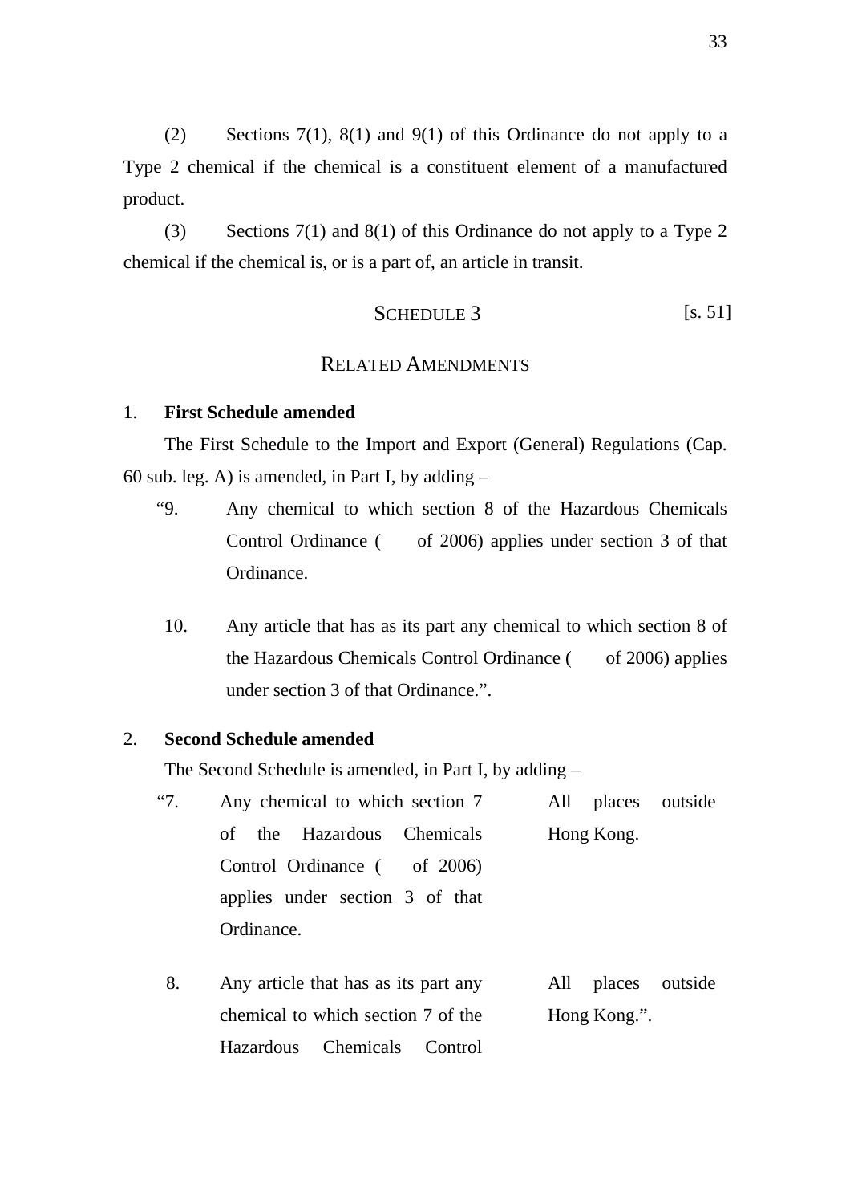(2) Sections 7(1), 8(1) and 9(1) of this Ordinance do not apply to a Type 2 chemical if the chemical is a constituent element of a manufactured product.

(3) Sections 7(1) and 8(1) of this Ordinance do not apply to a Type 2 chemical if the chemical is, or is a part of, an article in transit.

## SCHEDULE 3 [s. 51]

## RELATED AMENDMENTS

**1. First Schedule amended**

The First Schedule to the Import and Export (General) Regulations (Cap. 60 sub. leg. A) is amended, in Part I, by adding –

"9. Any chemical to which section 8 of the Hazardous Chemicals Control Ordinance (  of 2006) applies under section 3 of that Ordinance.

10. Any article that has as its part any chemical to which section 8 of the Hazardous Chemicals Control Ordinance (  of 2006) applies under section 3 of that Ordinance.".

**2. Second Schedule amended**

The Second Schedule is amended, in Part I, by adding –

| | | |
|---|---|---|
| "7. | Any chemical to which section 7 of the Hazardous Chemicals Control Ordinance (  of 2006) applies under section 3 of that Ordinance. | All places outside Hong Kong. |
| 8. | Any article that has as its part any chemical to which section 7 of the Hazardous Chemicals Control | All places outside Hong Kong.". |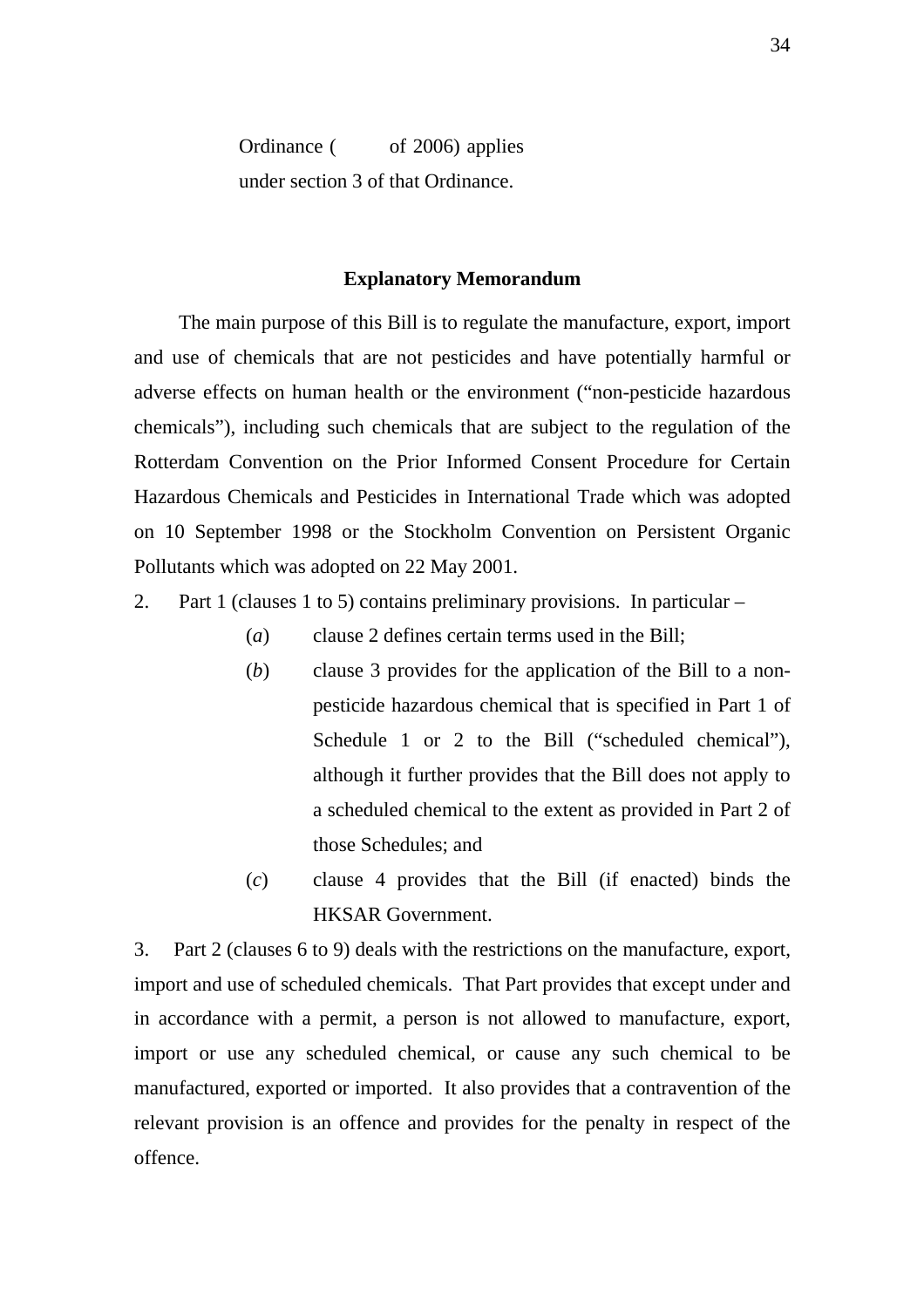Ordinance (          of 2006) applies under section 3 of that Ordinance.

**Explanatory Memorandum**

The main purpose of this Bill is to regulate the manufacture, export, import and use of chemicals that are not pesticides and have potentially harmful or adverse effects on human health or the environment ("non-pesticide hazardous chemicals"), including such chemicals that are subject to the regulation of the Rotterdam Convention on the Prior Informed Consent Procedure for Certain Hazardous Chemicals and Pesticides in International Trade which was adopted on 10 September 1998 or the Stockholm Convention on Persistent Organic Pollutants which was adopted on 22 May 2001.

2. Part 1 (clauses 1 to 5) contains preliminary provisions. In particular –

(*a*) clause 2 defines certain terms used in the Bill;

(*b*) clause 3 provides for the application of the Bill to a non-pesticide hazardous chemical that is specified in Part 1 of Schedule 1 or 2 to the Bill ("scheduled chemical"), although it further provides that the Bill does not apply to a scheduled chemical to the extent as provided in Part 2 of those Schedules; and

(*c*) clause 4 provides that the Bill (if enacted) binds the HKSAR Government.

3. Part 2 (clauses 6 to 9) deals with the restrictions on the manufacture, export, import and use of scheduled chemicals. That Part provides that except under and in accordance with a permit, a person is not allowed to manufacture, export, import or use any scheduled chemical, or cause any such chemical to be manufactured, exported or imported. It also provides that a contravention of the relevant provision is an offence and provides for the penalty in respect of the offence.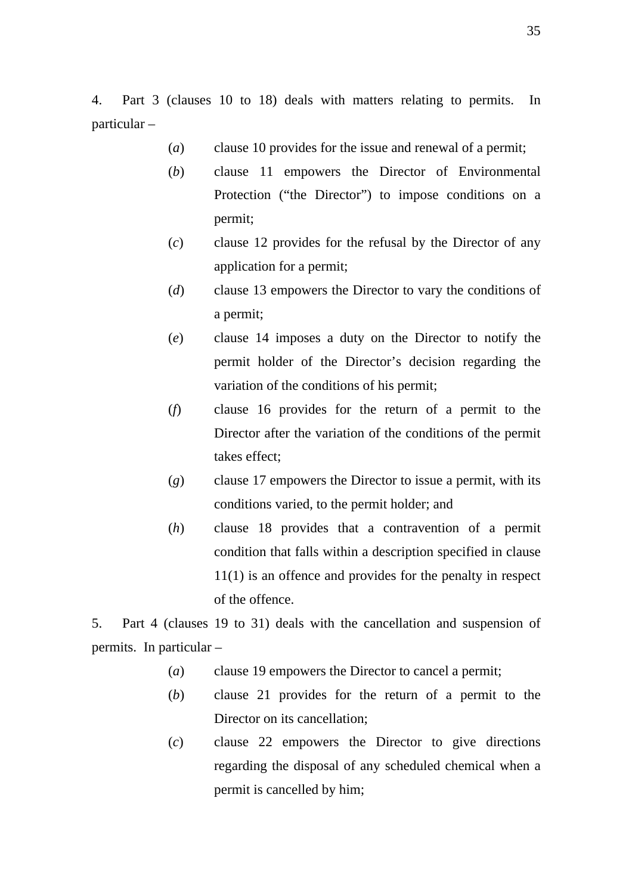4. Part 3 (clauses 10 to 18) deals with matters relating to permits. In particular –

(*a*) clause 10 provides for the issue and renewal of a permit;

(*b*) clause 11 empowers the Director of Environmental Protection ("the Director") to impose conditions on a permit;

(*c*) clause 12 provides for the refusal by the Director of any application for a permit;

(*d*) clause 13 empowers the Director to vary the conditions of a permit;

(*e*) clause 14 imposes a duty on the Director to notify the permit holder of the Director's decision regarding the variation of the conditions of his permit;

(*f*) clause 16 provides for the return of a permit to the Director after the variation of the conditions of the permit takes effect;

(*g*) clause 17 empowers the Director to issue a permit, with its conditions varied, to the permit holder; and

(*h*) clause 18 provides that a contravention of a permit condition that falls within a description specified in clause 11(1) is an offence and provides for the penalty in respect of the offence.

5. Part 4 (clauses 19 to 31) deals with the cancellation and suspension of permits. In particular –

(*a*) clause 19 empowers the Director to cancel a permit;

(*b*) clause 21 provides for the return of a permit to the Director on its cancellation;

(*c*) clause 22 empowers the Director to give directions regarding the disposal of any scheduled chemical when a permit is cancelled by him;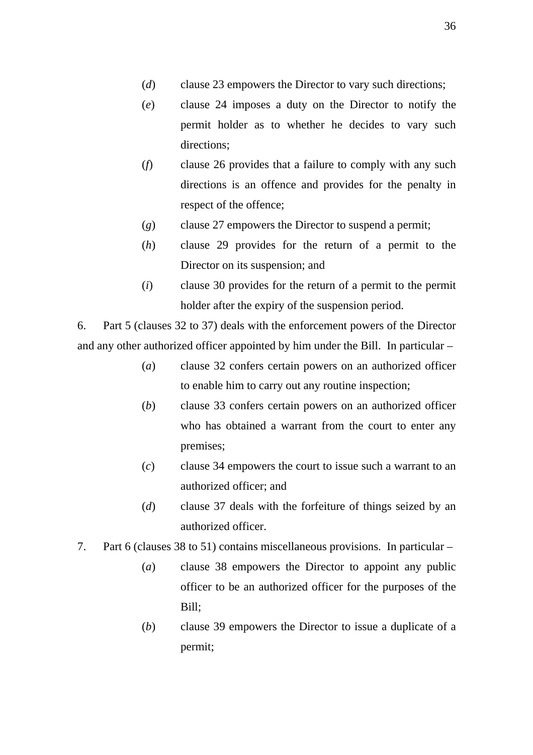(*d*) clause 23 empowers the Director to vary such directions;

(*e*) clause 24 imposes a duty on the Director to notify the permit holder as to whether he decides to vary such directions;

(*f*) clause 26 provides that a failure to comply with any such directions is an offence and provides for the penalty in respect of the offence;

(*g*) clause 27 empowers the Director to suspend a permit;

(*h*) clause 29 provides for the return of a permit to the Director on its suspension; and

(*i*) clause 30 provides for the return of a permit to the permit holder after the expiry of the suspension period.

6. Part 5 (clauses 32 to 37) deals with the enforcement powers of the Director and any other authorized officer appointed by him under the Bill. In particular –

(*a*) clause 32 confers certain powers on an authorized officer to enable him to carry out any routine inspection;

(*b*) clause 33 confers certain powers on an authorized officer who has obtained a warrant from the court to enter any premises;

(*c*) clause 34 empowers the court to issue such a warrant to an authorized officer; and

(*d*) clause 37 deals with the forfeiture of things seized by an authorized officer.

7. Part 6 (clauses 38 to 51) contains miscellaneous provisions. In particular –

(*a*) clause 38 empowers the Director to appoint any public officer to be an authorized officer for the purposes of the Bill;

(*b*) clause 39 empowers the Director to issue a duplicate of a permit;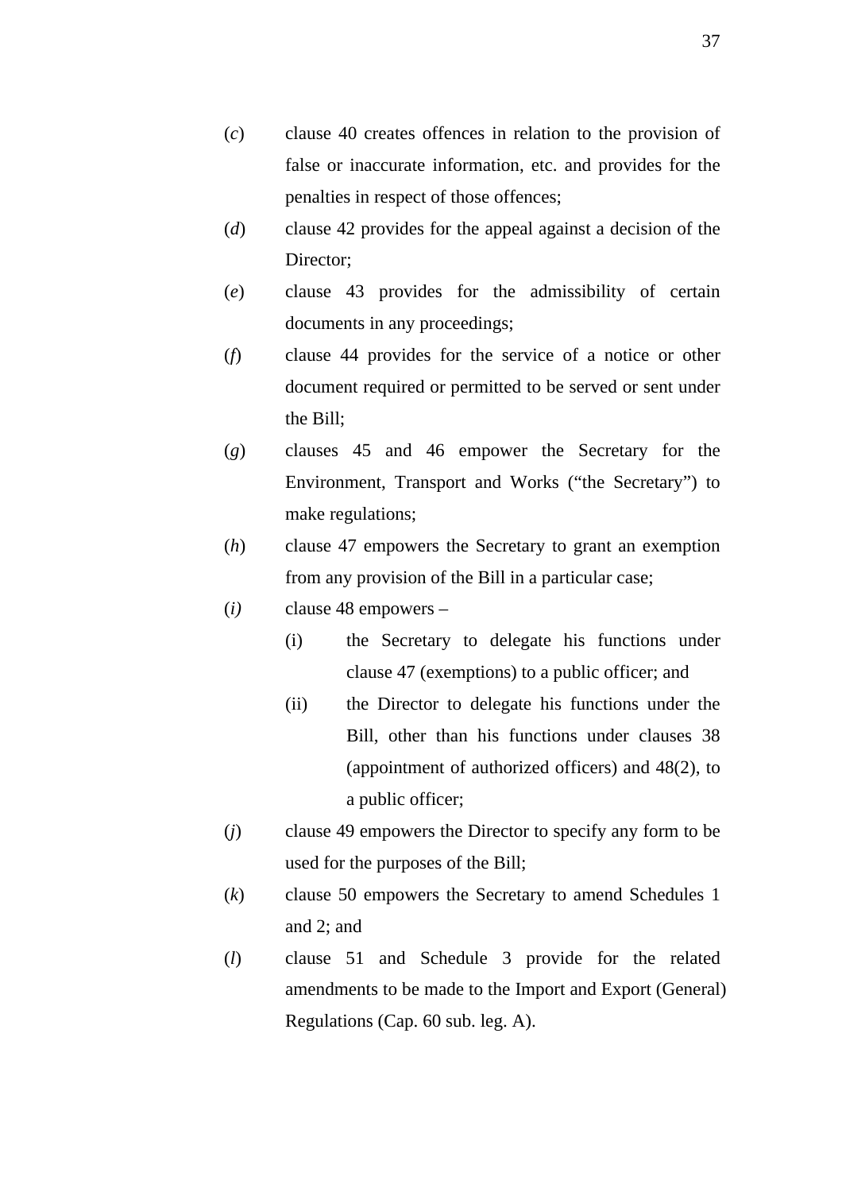(*c*) clause 40 creates offences in relation to the provision of false or inaccurate information, etc. and provides for the penalties in respect of those offences;

(*d*) clause 42 provides for the appeal against a decision of the Director;

(*e*) clause 43 provides for the admissibility of certain documents in any proceedings;

(*f*) clause 44 provides for the service of a notice or other document required or permitted to be served or sent under the Bill;

(*g*) clauses 45 and 46 empower the Secretary for the Environment, Transport and Works ("the Secretary") to make regulations;

(*h*) clause 47 empowers the Secretary to grant an exemption from any provision of the Bill in a particular case;

(*i*) clause 48 empowers –

- (i) the Secretary to delegate his functions under clause 47 (exemptions) to a public officer; and
- (ii) the Director to delegate his functions under the Bill, other than his functions under clauses 38 (appointment of authorized officers) and 48(2), to a public officer;

(*j*) clause 49 empowers the Director to specify any form to be used for the purposes of the Bill;

(*k*) clause 50 empowers the Secretary to amend Schedules 1 and 2; and

(*l*) clause 51 and Schedule 3 provide for the related amendments to be made to the Import and Export (General) Regulations (Cap. 60 sub. leg. A).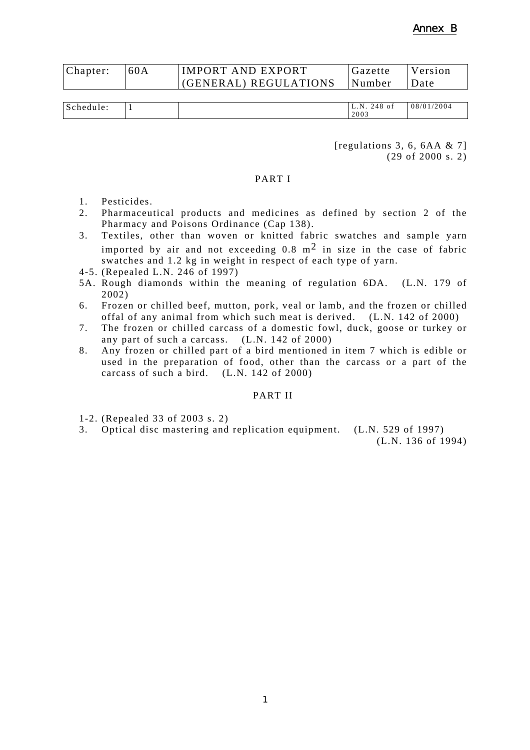Annex B

| Chapter: | 60A | IMPORT AND EXPORT (GENERAL) REGULATIONS | Gazette Number | Version Date |
|---|---|---|---|---|

| Schedule: | 1 | | L.N. 248 of 2003 | 08/01/2004 |
|---|---|---|---|---|

[regulations 3, 6, 6AA & 7]
(29 of 2000 s. 2)

PART I

1. Pesticides.
2. Pharmaceutical products and medicines as defined by section 2 of the Pharmacy and Poisons Ordinance (Cap 138).
3. Textiles, other than woven or knitted fabric swatches and sample yarn imported by air and not exceeding 0.8 $m^2$ in size in the case of fabric swatches and 1.2 kg in weight in respect of each type of yarn.

4-5. (Repealed L.N. 246 of 1997)

5A. Rough diamonds within the meaning of regulation 6DA. (L.N. 179 of 2002)

6. Frozen or chilled beef, mutton, pork, veal or lamb, and the frozen or chilled offal of any animal from which such meat is derived. (L.N. 142 of 2000)
7. The frozen or chilled carcass of a domestic fowl, duck, goose or turkey or any part of such a carcass. (L.N. 142 of 2000)
8. Any frozen or chilled part of a bird mentioned in item 7 which is edible or used in the preparation of food, other than the carcass or a part of the carcass of such a bird. (L.N. 142 of 2000)

PART II

1-2. (Repealed 33 of 2003 s. 2)

3. Optical disc mastering and replication equipment. (L.N. 529 of 1997)

(L.N. 136 of 1994)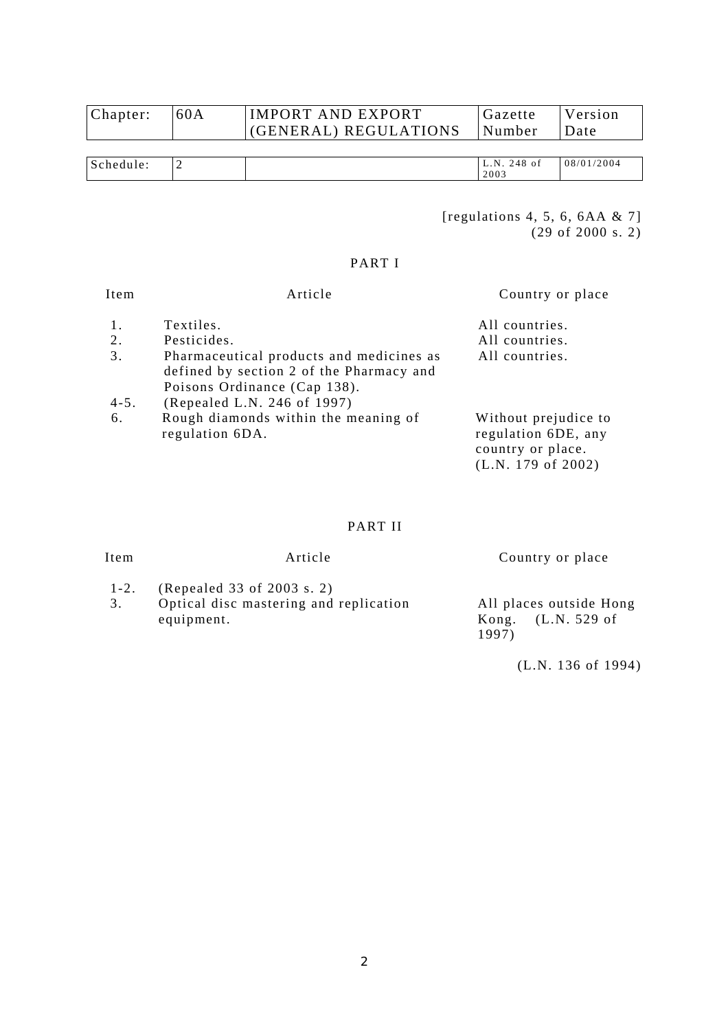| Chapter: | 60A | IMPORT AND EXPORT (GENERAL) REGULATIONS | Gazette Number | Version Date |
|---|---|---|---|---|

| Schedule: | 2 | | L.N. 248 of 2003 | 08/01/2004 |
|---|---|---|---|---|

[regulations 4, 5, 6, 6AA & 7]
(29 of 2000 s. 2)

## PART I

| Item | Article | Country or place |
|---|---|---|
| 1. | Textiles. | All countries. |
| 2. | Pesticides. | All countries. |
| 3. | Pharmaceutical products and medicines as defined by section 2 of the Pharmacy and Poisons Ordinance (Cap 138). | All countries. |
| 4-5. | (Repealed L.N. 246 of 1997) | |
| 6. | Rough diamonds within the meaning of regulation 6DA. | Without prejudice to regulation 6DE, any country or place. (L.N. 179 of 2002) |

## PART II

| Item | Article | Country or place |
|---|---|---|
| 1-2. | (Repealed 33 of 2003 s. 2) | |
| 3. | Optical disc mastering and replication equipment. | All places outside Hong Kong. (L.N. 529 of 1997) |

(L.N. 136 of 1994)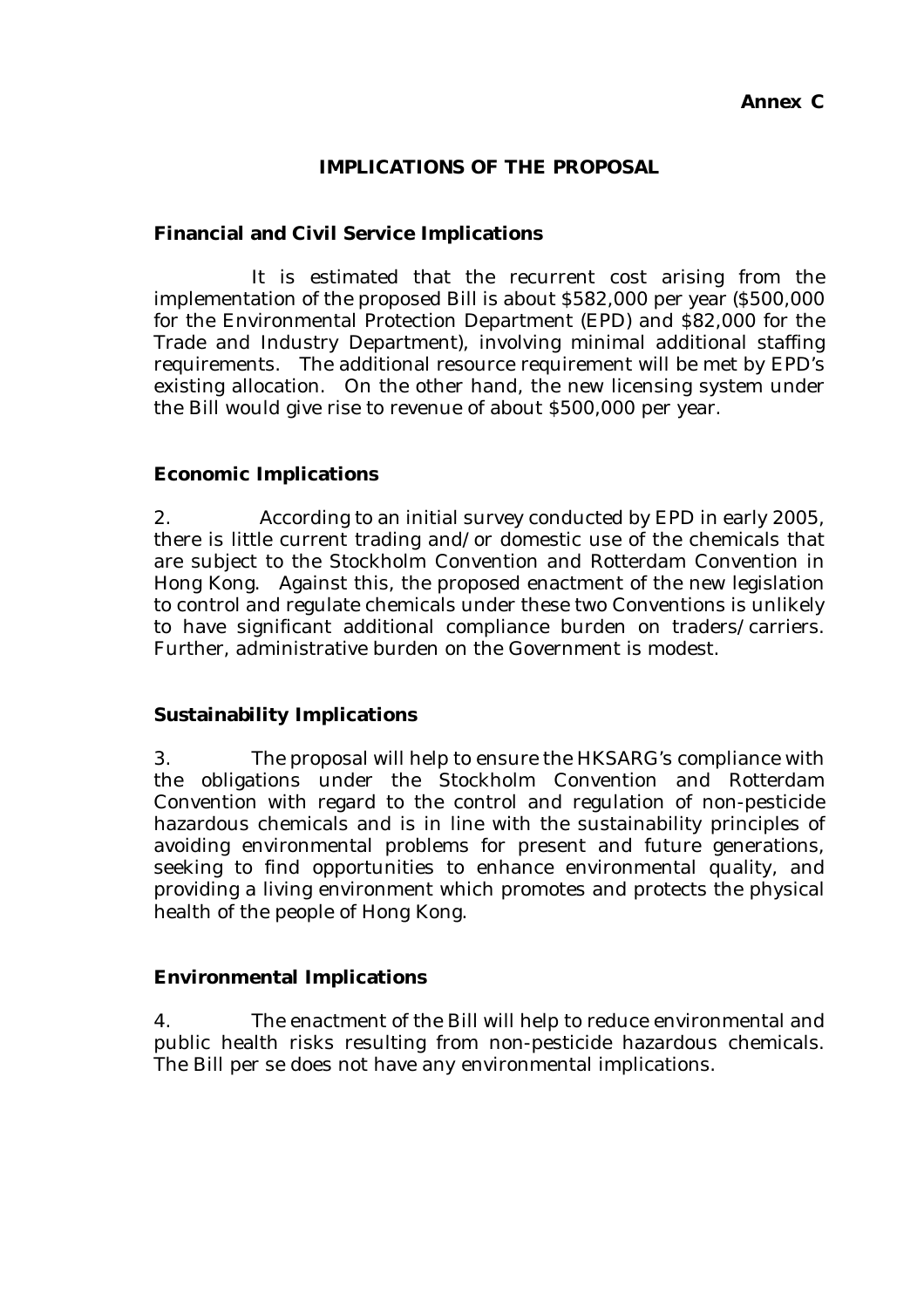**Annex C**

## IMPLICATIONS OF THE PROPOSAL

### Financial and Civil Service Implications

It is estimated that the recurrent cost arising from the implementation of the proposed Bill is about $582,000 per year ($500,000 for the Environmental Protection Department (EPD) and $82,000 for the Trade and Industry Department), involving minimal additional staffing requirements. The additional resource requirement will be met by EPD's existing allocation. On the other hand, the new licensing system under the Bill would give rise to revenue of about $500,000 per year.

### Economic Implications

2. According to an initial survey conducted by EPD in early 2005, there is little current trading and/or domestic use of the chemicals that are subject to the Stockholm Convention and Rotterdam Convention in Hong Kong. Against this, the proposed enactment of the new legislation to control and regulate chemicals under these two Conventions is unlikely to have significant additional compliance burden on traders/carriers. Further, administrative burden on the Government is modest.

### Sustainability Implications

3. The proposal will help to ensure the HKSARG's compliance with the obligations under the Stockholm Convention and Rotterdam Convention with regard to the control and regulation of non-pesticide hazardous chemicals and is in line with the sustainability principles of avoiding environmental problems for present and future generations, seeking to find opportunities to enhance environmental quality, and providing a living environment which promotes and protects the physical health of the people of Hong Kong.

### Environmental Implications

4. The enactment of the Bill will help to reduce environmental and public health risks resulting from non-pesticide hazardous chemicals. The Bill per se does not have any environmental implications.